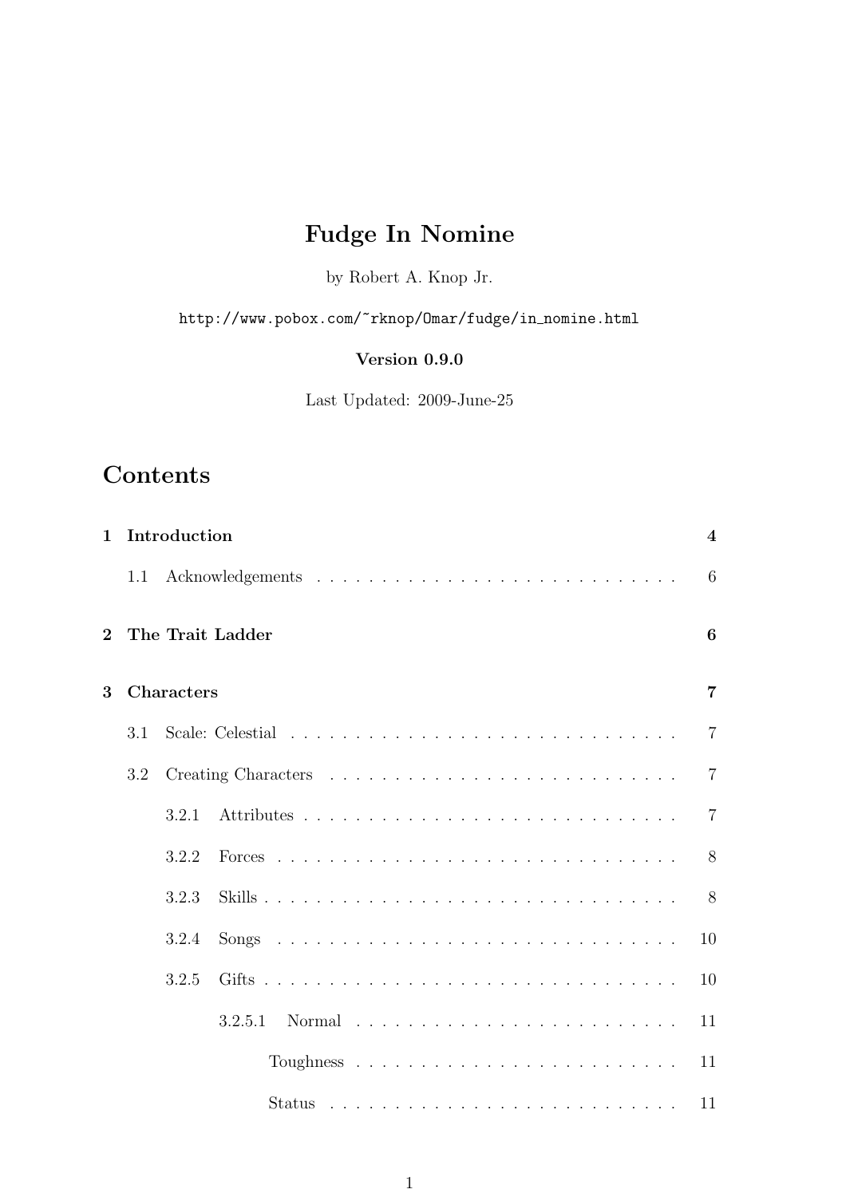# Fudge In Nomine

by Robert A. Knop Jr.

http://www.pobox.com/~rknop/Omar/fudge/in_nomine.html

**Version 0.9.0**

Last Updated: 2009-June-25

## Contents

**1 Introduction** — **4**

- 1.1 Acknowledgements — 6

**2 The Trait Ladder** — **6**

**3 Characters** — **7**

- 3.1 Scale: Celestial — 7
- 3.2 Creating Characters — 7
  - 3.2.1 Attributes — 7
  - 3.2.2 Forces — 8
  - 3.2.3 Skills — 8
  - 3.2.4 Songs — 10
  - 3.2.5 Gifts — 10
    - 3.2.5.1 Normal — 11
      - Toughness — 11
      - Status — 11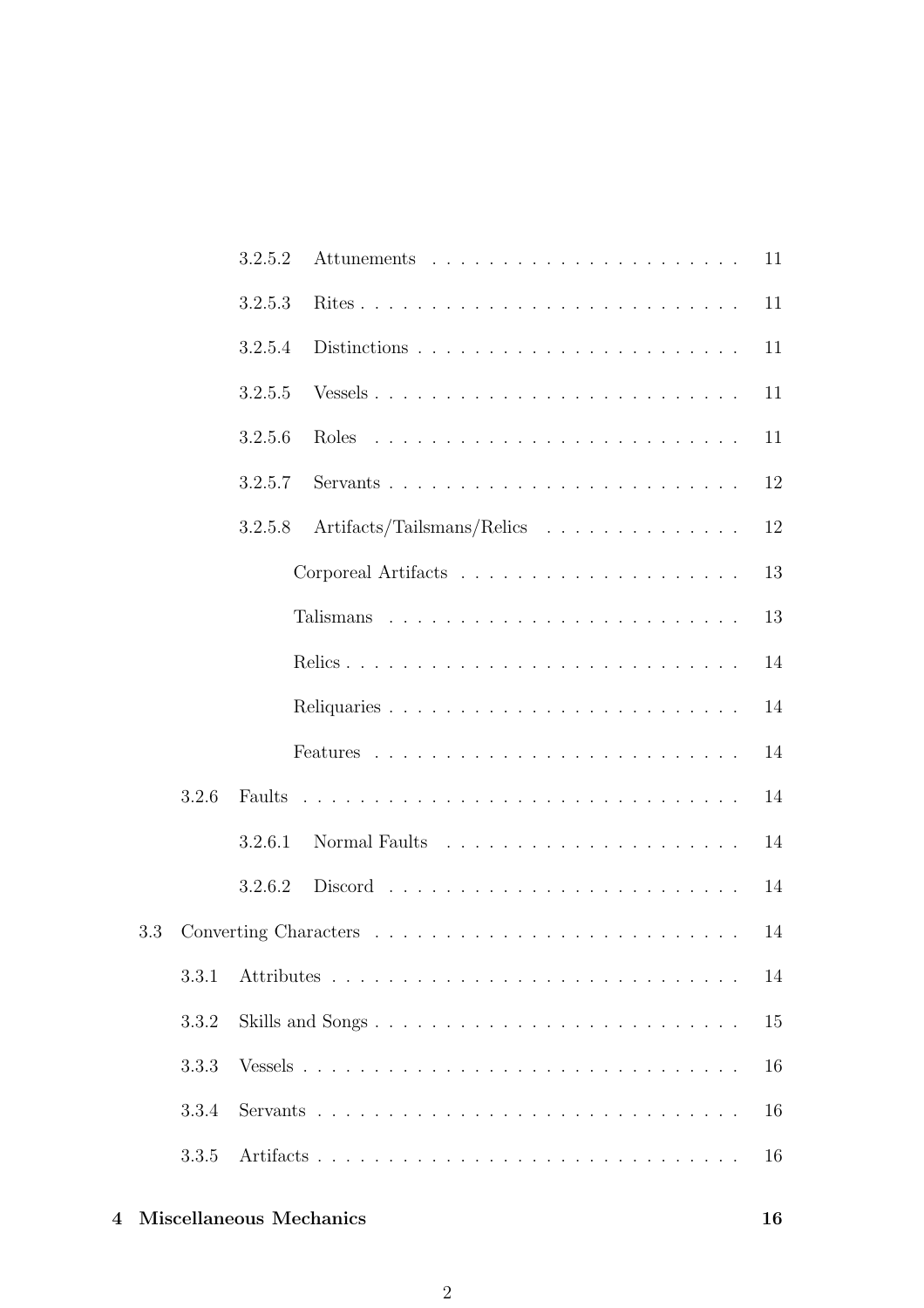- 3.2.5.2 Attunements . . . . . . . . . . . . . . . . . . . . . . 11
- 3.2.5.3 Rites . . . . . . . . . . . . . . . . . . . . . . . . . . 11
- 3.2.5.4 Distinctions . . . . . . . . . . . . . . . . . . . . . . 11
- 3.2.5.5 Vessels . . . . . . . . . . . . . . . . . . . . . . . . . 11
- 3.2.5.6 Roles . . . . . . . . . . . . . . . . . . . . . . . . . . 11
- 3.2.5.7 Servants . . . . . . . . . . . . . . . . . . . . . . . . . 12
- 3.2.5.8 Artifacts/Tailsmans/Relics . . . . . . . . . . . . . . 12
  - Corporeal Artifacts . . . . . . . . . . . . . . . . . . . . 13
  - Talismans . . . . . . . . . . . . . . . . . . . . . . . . . 13
  - Relics . . . . . . . . . . . . . . . . . . . . . . . . . . . 14
  - Reliquaries . . . . . . . . . . . . . . . . . . . . . . . . 14
  - Features . . . . . . . . . . . . . . . . . . . . . . . . . . 14
- 3.2.6 Faults . . . . . . . . . . . . . . . . . . . . . . . . . . . . . . . 14
  - 3.2.6.1 Normal Faults . . . . . . . . . . . . . . . . . . . . . 14
  - 3.2.6.2 Discord . . . . . . . . . . . . . . . . . . . . . . . . . 14
- 3.3 Converting Characters . . . . . . . . . . . . . . . . . . . . . . . . . 14
  - 3.3.1 Attributes . . . . . . . . . . . . . . . . . . . . . . . . . . . . 14
  - 3.3.2 Skills and Songs . . . . . . . . . . . . . . . . . . . . . . . . . 15
  - 3.3.3 Vessels . . . . . . . . . . . . . . . . . . . . . . . . . . . . . . 16
  - 3.3.4 Servants . . . . . . . . . . . . . . . . . . . . . . . . . . . . . 16
  - 3.3.5 Artifacts . . . . . . . . . . . . . . . . . . . . . . . . . . . . . 16

**4 Miscellaneous Mechanics** **16**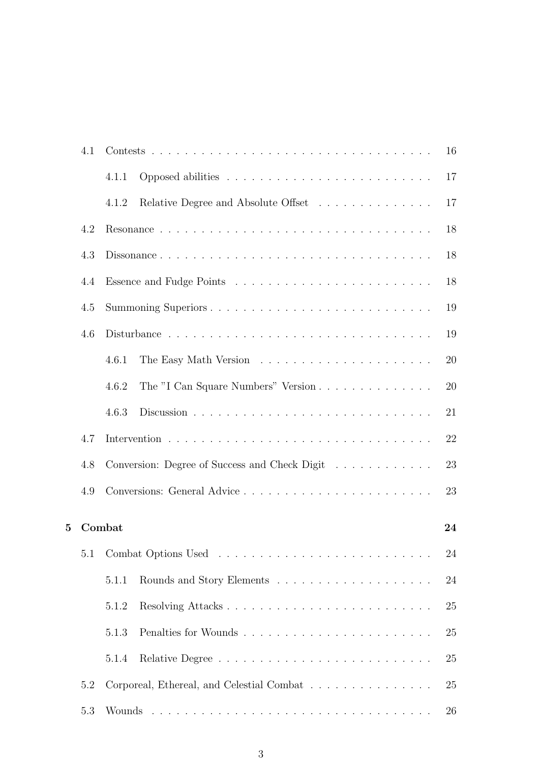4.1 Contests . . . . . . . . . . . . . . . . . . . . . . . . . . . . . . . . . 16

  4.1.1 Opposed abilities . . . . . . . . . . . . . . . . . . . . . . . . 17

  4.1.2 Relative Degree and Absolute Offset . . . . . . . . . . . . . 17

4.2 Resonance . . . . . . . . . . . . . . . . . . . . . . . . . . . . . . . . 18

4.3 Dissonance . . . . . . . . . . . . . . . . . . . . . . . . . . . . . . . . 18

4.4 Essence and Fudge Points . . . . . . . . . . . . . . . . . . . . . . . 18

4.5 Summoning Superiors . . . . . . . . . . . . . . . . . . . . . . . . . . 19

4.6 Disturbance . . . . . . . . . . . . . . . . . . . . . . . . . . . . . . . 19

  4.6.1 The Easy Math Version . . . . . . . . . . . . . . . . . . . . . 20

  4.6.2 The "I Can Square Numbers" Version . . . . . . . . . . . . . 20

  4.6.3 Discussion . . . . . . . . . . . . . . . . . . . . . . . . . . . . 21

4.7 Intervention . . . . . . . . . . . . . . . . . . . . . . . . . . . . . . . 22

4.8 Conversion: Degree of Success and Check Digit . . . . . . . . . . . . 23

4.9 Conversions: General Advice . . . . . . . . . . . . . . . . . . . . . . 23

**5 Combat** **24**

5.1 Combat Options Used . . . . . . . . . . . . . . . . . . . . . . . . . . 24

  5.1.1 Rounds and Story Elements . . . . . . . . . . . . . . . . . . . 24

  5.1.2 Resolving Attacks . . . . . . . . . . . . . . . . . . . . . . . . 25

  5.1.3 Penalties for Wounds . . . . . . . . . . . . . . . . . . . . . . . 25

  5.1.4 Relative Degree . . . . . . . . . . . . . . . . . . . . . . . . . . 25

5.2 Corporeal, Ethereal, and Celestial Combat . . . . . . . . . . . . . . . 25

5.3 Wounds . . . . . . . . . . . . . . . . . . . . . . . . . . . . . . . . . . 26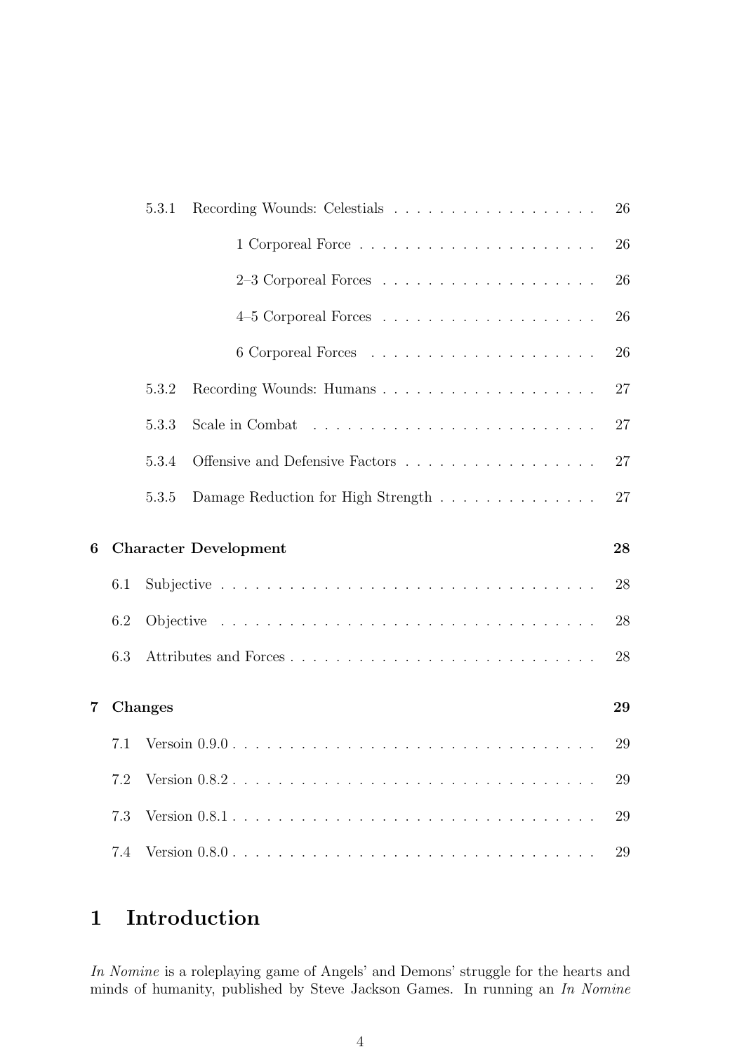- 5.3.1 Recording Wounds: Celestials . . . . . . . . . . . . . . . . . . 26
  - 1 Corporeal Force . . . . . . . . . . . . . . . . . . . . . 26
  - 2–3 Corporeal Forces . . . . . . . . . . . . . . . . . . . 26
  - 4–5 Corporeal Forces . . . . . . . . . . . . . . . . . . . 26
  - 6 Corporeal Forces . . . . . . . . . . . . . . . . . . . . 26
- 5.3.2 Recording Wounds: Humans . . . . . . . . . . . . . . . . . . . 27
- 5.3.3 Scale in Combat . . . . . . . . . . . . . . . . . . . . . . . . 27
- 5.3.4 Offensive and Defensive Factors . . . . . . . . . . . . . . . . . 27
- 5.3.5 Damage Reduction for High Strength . . . . . . . . . . . . . . 27

**6 Character Development** **28**

- 6.1 Subjective . . . . . . . . . . . . . . . . . . . . . . . . . . . . . . . . 28
- 6.2 Objective . . . . . . . . . . . . . . . . . . . . . . . . . . . . . . . . 28
- 6.3 Attributes and Forces . . . . . . . . . . . . . . . . . . . . . . . . . . 28

**7 Changes** **29**

- 7.1 Versoin 0.9.0 . . . . . . . . . . . . . . . . . . . . . . . . . . . . . . 29
- 7.2 Version 0.8.2 . . . . . . . . . . . . . . . . . . . . . . . . . . . . . . 29
- 7.3 Version 0.8.1 . . . . . . . . . . . . . . . . . . . . . . . . . . . . . . 29
- 7.4 Version 0.8.0 . . . . . . . . . . . . . . . . . . . . . . . . . . . . . . 29

# 1 Introduction

*In Nomine* is a roleplaying game of Angels' and Demons' struggle for the hearts and minds of humanity, published by Steve Jackson Games. In running an *In Nomine*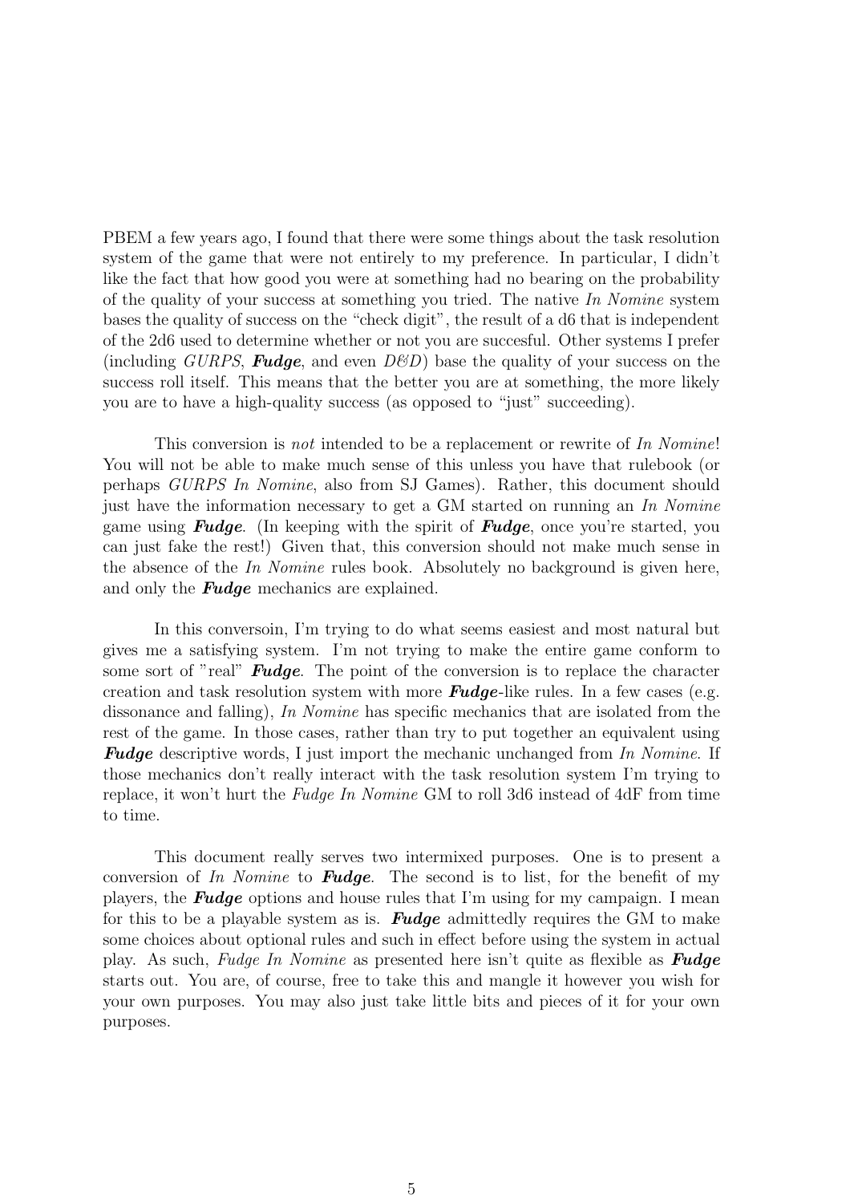PBEM a few years ago, I found that there were some things about the task resolution system of the game that were not entirely to my preference. In particular, I didn't like the fact that how good you were at something had no bearing on the probability of the quality of your success at something you tried. The native *In Nomine* system bases the quality of success on the "check digit", the result of a d6 that is independent of the 2d6 used to determine whether or not you are succesful. Other systems I prefer (including *GURPS*, ***Fudge***, and even *D&D*) base the quality of your success on the success roll itself. This means that the better you are at something, the more likely you are to have a high-quality success (as opposed to "just" succeeding).

This conversion is *not* intended to be a replacement or rewrite of *In Nomine*! You will not be able to make much sense of this unless you have that rulebook (or perhaps *GURPS In Nomine*, also from SJ Games). Rather, this document should just have the information necessary to get a GM started on running an *In Nomine* game using ***Fudge***. (In keeping with the spirit of ***Fudge***, once you're started, you can just fake the rest!) Given that, this conversion should not make much sense in the absence of the *In Nomine* rules book. Absolutely no background is given here, and only the ***Fudge*** mechanics are explained.

In this conversoin, I'm trying to do what seems easiest and most natural but gives me a satisfying system. I'm not trying to make the entire game conform to some sort of "real" ***Fudge***. The point of the conversion is to replace the character creation and task resolution system with more ***Fudge***-like rules. In a few cases (e.g. dissonance and falling), *In Nomine* has specific mechanics that are isolated from the rest of the game. In those cases, rather than try to put together an equivalent using ***Fudge*** descriptive words, I just import the mechanic unchanged from *In Nomine*. If those mechanics don't really interact with the task resolution system I'm trying to replace, it won't hurt the *Fudge In Nomine* GM to roll 3d6 instead of 4dF from time to time.

This document really serves two intermixed purposes. One is to present a conversion of *In Nomine* to ***Fudge***. The second is to list, for the benefit of my players, the ***Fudge*** options and house rules that I'm using for my campaign. I mean for this to be a playable system as is. ***Fudge*** admittedly requires the GM to make some choices about optional rules and such in effect before using the system in actual play. As such, *Fudge In Nomine* as presented here isn't quite as flexible as ***Fudge*** starts out. You are, of course, free to take this and mangle it however you wish for your own purposes. You may also just take little bits and pieces of it for your own purposes.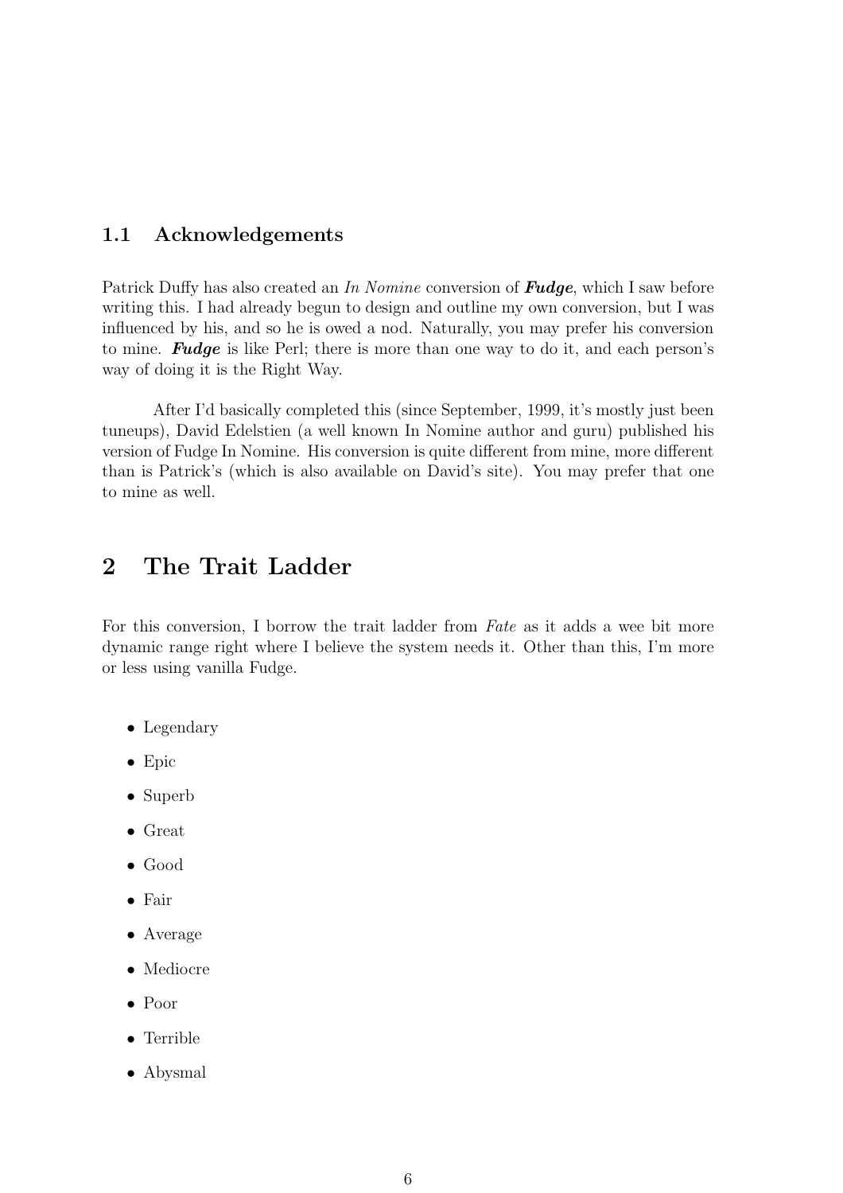### 1.1 Acknowledgements

Patrick Duffy has also created an *In Nomine* conversion of ***Fudge***, which I saw before writing this. I had already begun to design and outline my own conversion, but I was influenced by his, and so he is owed a nod. Naturally, you may prefer his conversion to mine. ***Fudge*** is like Perl; there is more than one way to do it, and each person's way of doing it is the Right Way.

After I'd basically completed this (since September, 1999, it's mostly just been tuneups), David Edelstien (a well known In Nomine author and guru) published his version of Fudge In Nomine. His conversion is quite different from mine, more different than is Patrick's (which is also available on David's site). You may prefer that one to mine as well.

## 2 The Trait Ladder

For this conversion, I borrow the trait ladder from *Fate* as it adds a wee bit more dynamic range right where I believe the system needs it. Other than this, I'm more or less using vanilla Fudge.

- Legendary
- Epic
- Superb
- Great
- Good
- Fair
- Average
- Mediocre
- Poor
- Terrible
- Abysmal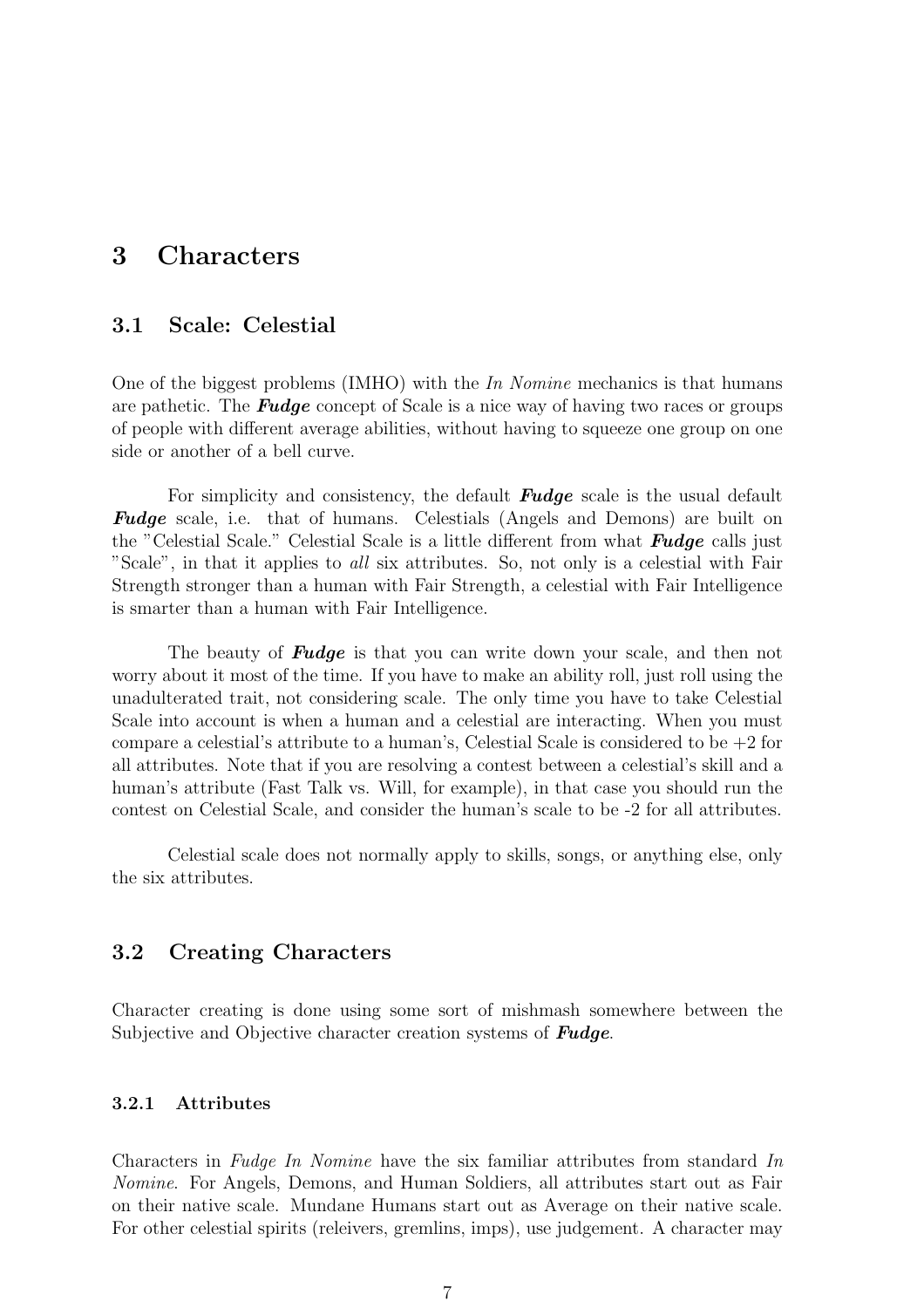# 3 Characters

## 3.1 Scale: Celestial

One of the biggest problems (IMHO) with the *In Nomine* mechanics is that humans are pathetic. The ***Fudge*** concept of Scale is a nice way of having two races or groups of people with different average abilities, without having to squeeze one group on one side or another of a bell curve.

For simplicity and consistency, the default ***Fudge*** scale is the usual default ***Fudge*** scale, i.e. that of humans. Celestials (Angels and Demons) are built on the "Celestial Scale." Celestial Scale is a little different from what ***Fudge*** calls just "Scale", in that it applies to *all* six attributes. So, not only is a celestial with Fair Strength stronger than a human with Fair Strength, a celestial with Fair Intelligence is smarter than a human with Fair Intelligence.

The beauty of ***Fudge*** is that you can write down your scale, and then not worry about it most of the time. If you have to make an ability roll, just roll using the unadulterated trait, not considering scale. The only time you have to take Celestial Scale into account is when a human and a celestial are interacting. When you must compare a celestial's attribute to a human's, Celestial Scale is considered to be +2 for all attributes. Note that if you are resolving a contest between a celestial's skill and a human's attribute (Fast Talk vs. Will, for example), in that case you should run the contest on Celestial Scale, and consider the human's scale to be -2 for all attributes.

Celestial scale does not normally apply to skills, songs, or anything else, only the six attributes.

## 3.2 Creating Characters

Character creating is done using some sort of mishmash somewhere between the Subjective and Objective character creation systems of ***Fudge***.

### 3.2.1 Attributes

Characters in *Fudge In Nomine* have the six familiar attributes from standard *In Nomine*. For Angels, Demons, and Human Soldiers, all attributes start out as Fair on their native scale. Mundane Humans start out as Average on their native scale. For other celestial spirits (releivers, gremlins, imps), use judgement. A character may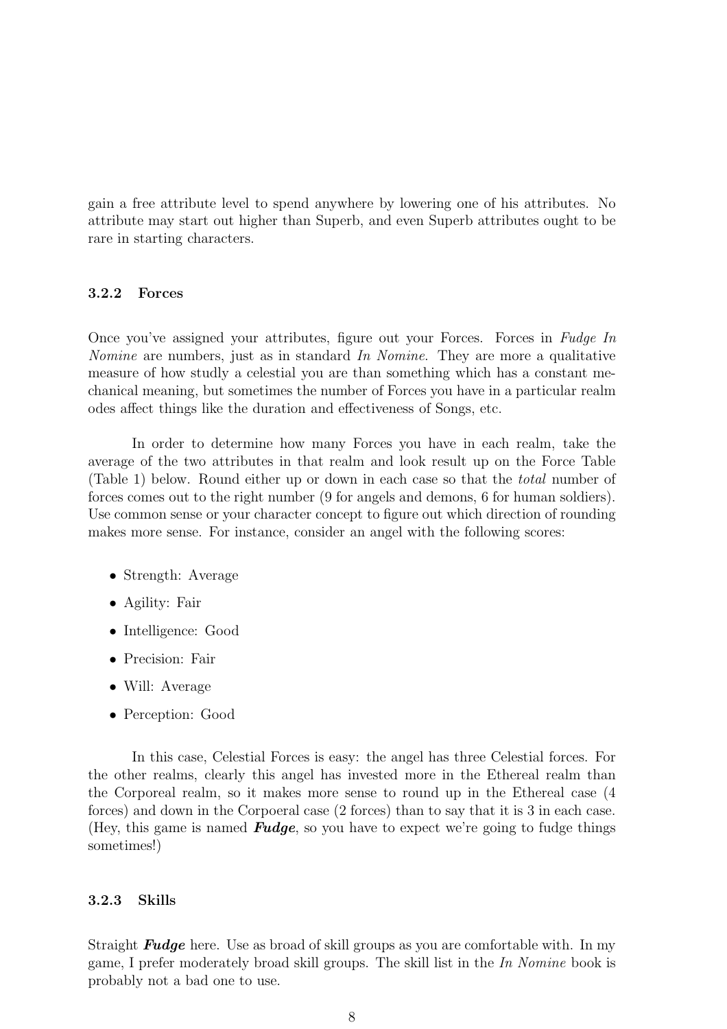gain a free attribute level to spend anywhere by lowering one of his attributes. No attribute may start out higher than Superb, and even Superb attributes ought to be rare in starting characters.

### 3.2.2 Forces

Once you've assigned your attributes, figure out your Forces. Forces in *Fudge In Nomine* are numbers, just as in standard *In Nomine*. They are more a qualitative measure of how studly a celestial you are than something which has a constant mechanical meaning, but sometimes the number of Forces you have in a particular realm odes affect things like the duration and effectiveness of Songs, etc.

In order to determine how many Forces you have in each realm, take the average of the two attributes in that realm and look result up on the Force Table (Table 1) below. Round either up or down in each case so that the *total* number of forces comes out to the right number (9 for angels and demons, 6 for human soldiers). Use common sense or your character concept to figure out which direction of rounding makes more sense. For instance, consider an angel with the following scores:

- Strength: Average
- Agility: Fair
- Intelligence: Good
- Precision: Fair
- Will: Average
- Perception: Good

In this case, Celestial Forces is easy: the angel has three Celestial forces. For the other realms, clearly this angel has invested more in the Ethereal realm than the Corporeal realm, so it makes more sense to round up in the Ethereal case (4 forces) and down in the Corpoeral case (2 forces) than to say that it is 3 in each case. (Hey, this game is named ***Fudge***, so you have to expect we're going to fudge things sometimes!)

### 3.2.3 Skills

Straight ***Fudge*** here. Use as broad of skill groups as you are comfortable with. In my game, I prefer moderately broad skill groups. The skill list in the *In Nomine* book is probably not a bad one to use.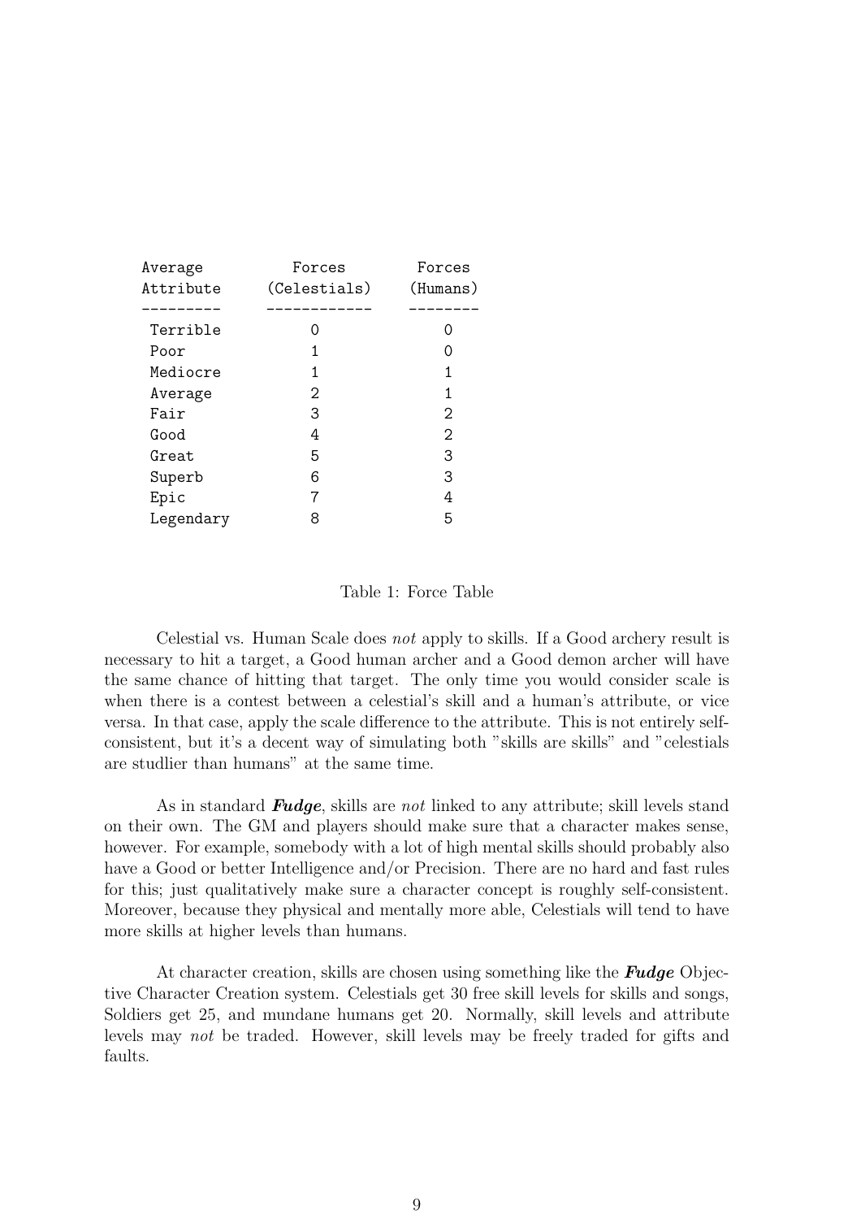| Average Attribute | Forces (Celestials) | Forces (Humans) |
|---|---|---|
| Terrible | 0 | 0 |
| Poor | 1 | 0 |
| Mediocre | 1 | 1 |
| Average | 2 | 1 |
| Fair | 3 | 2 |
| Good | 4 | 2 |
| Great | 5 | 3 |
| Superb | 6 | 3 |
| Epic | 7 | 4 |
| Legendary | 8 | 5 |

Table 1: Force Table

Celestial vs. Human Scale does *not* apply to skills. If a Good archery result is necessary to hit a target, a Good human archer and a Good demon archer will have the same chance of hitting that target. The only time you would consider scale is when there is a contest between a celestial's skill and a human's attribute, or vice versa. In that case, apply the scale difference to the attribute. This is not entirely self-consistent, but it's a decent way of simulating both "skills are skills" and "celestials are studlier than humans" at the same time.

As in standard ***Fudge***, skills are *not* linked to any attribute; skill levels stand on their own. The GM and players should make sure that a character makes sense, however. For example, somebody with a lot of high mental skills should probably also have a Good or better Intelligence and/or Precision. There are no hard and fast rules for this; just qualitatively make sure a character concept is roughly self-consistent. Moreover, because they physical and mentally more able, Celestials will tend to have more skills at higher levels than humans.

At character creation, skills are chosen using something like the ***Fudge*** Objective Character Creation system. Celestials get 30 free skill levels for skills and songs, Soldiers get 25, and mundane humans get 20. Normally, skill levels and attribute levels may *not* be traded. However, skill levels may be freely traded for gifts and faults.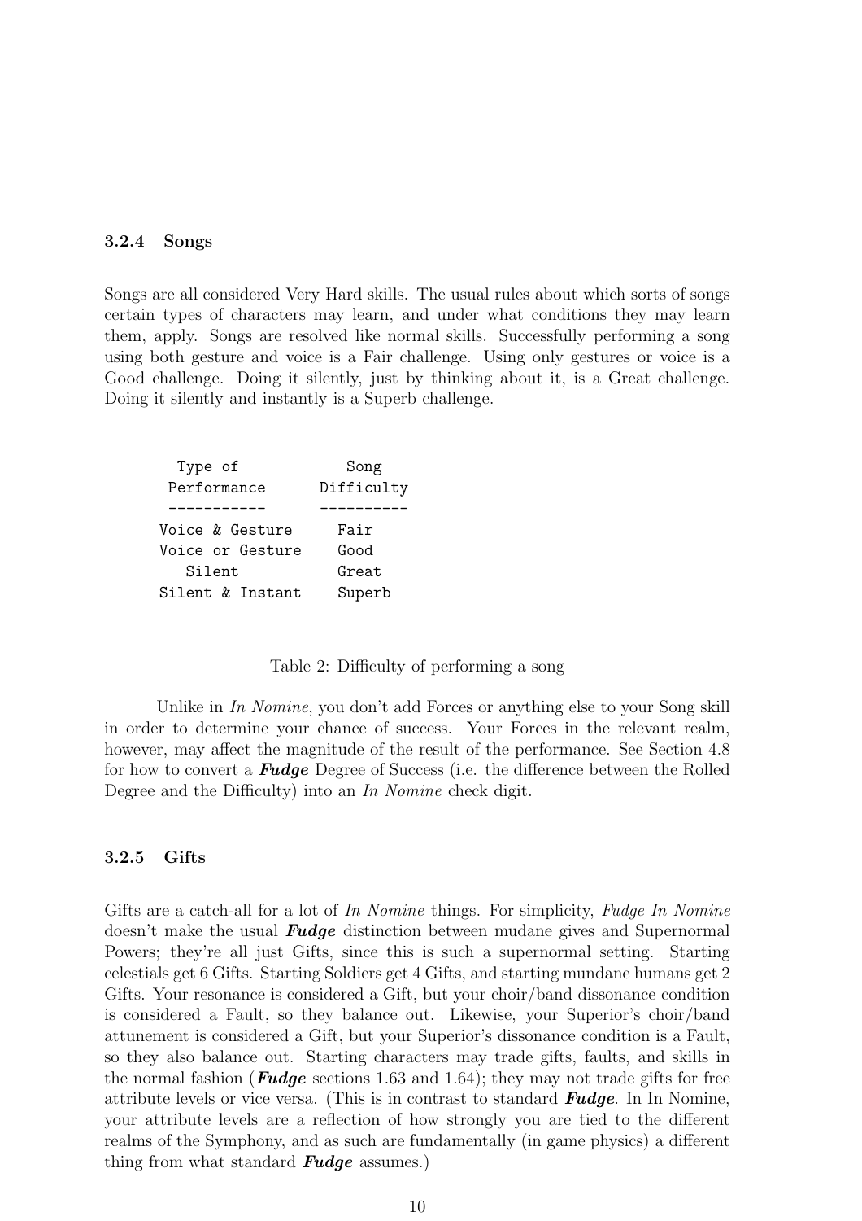### 3.2.4 Songs

Songs are all considered Very Hard skills. The usual rules about which sorts of songs certain types of characters may learn, and under what conditions they may learn them, apply. Songs are resolved like normal skills. Successfully performing a song using both gesture and voice is a Fair challenge. Using only gestures or voice is a Good challenge. Doing it silently, just by thinking about it, is a Great challenge. Doing it silently and instantly is a Superb challenge.

| Type of Performance | Song Difficulty |
|---|---|
| Voice & Gesture | Fair |
| Voice or Gesture | Good |
| Silent | Great |
| Silent & Instant | Superb |

Table 2: Difficulty of performing a song

Unlike in *In Nomine*, you don't add Forces or anything else to your Song skill in order to determine your chance of success. Your Forces in the relevant realm, however, may affect the magnitude of the result of the performance. See Section 4.8 for how to convert a ***Fudge*** Degree of Success (i.e. the difference between the Rolled Degree and the Difficulty) into an *In Nomine* check digit.

### 3.2.5 Gifts

Gifts are a catch-all for a lot of *In Nomine* things. For simplicity, *Fudge In Nomine* doesn't make the usual ***Fudge*** distinction between mudane gives and Supernormal Powers; they're all just Gifts, since this is such a supernormal setting. Starting celestials get 6 Gifts. Starting Soldiers get 4 Gifts, and starting mundane humans get 2 Gifts. Your resonance is considered a Gift, but your choir/band dissonance condition is considered a Fault, so they balance out. Likewise, your Superior's choir/band attunement is considered a Gift, but your Superior's dissonance condition is a Fault, so they also balance out. Starting characters may trade gifts, faults, and skills in the normal fashion (***Fudge*** sections 1.63 and 1.64); they may not trade gifts for free attribute levels or vice versa. (This is in contrast to standard ***Fudge***. In In Nomine, your attribute levels are a reflection of how strongly you are tied to the different realms of the Symphony, and as such are fundamentally (in game physics) a different thing from what standard ***Fudge*** assumes.)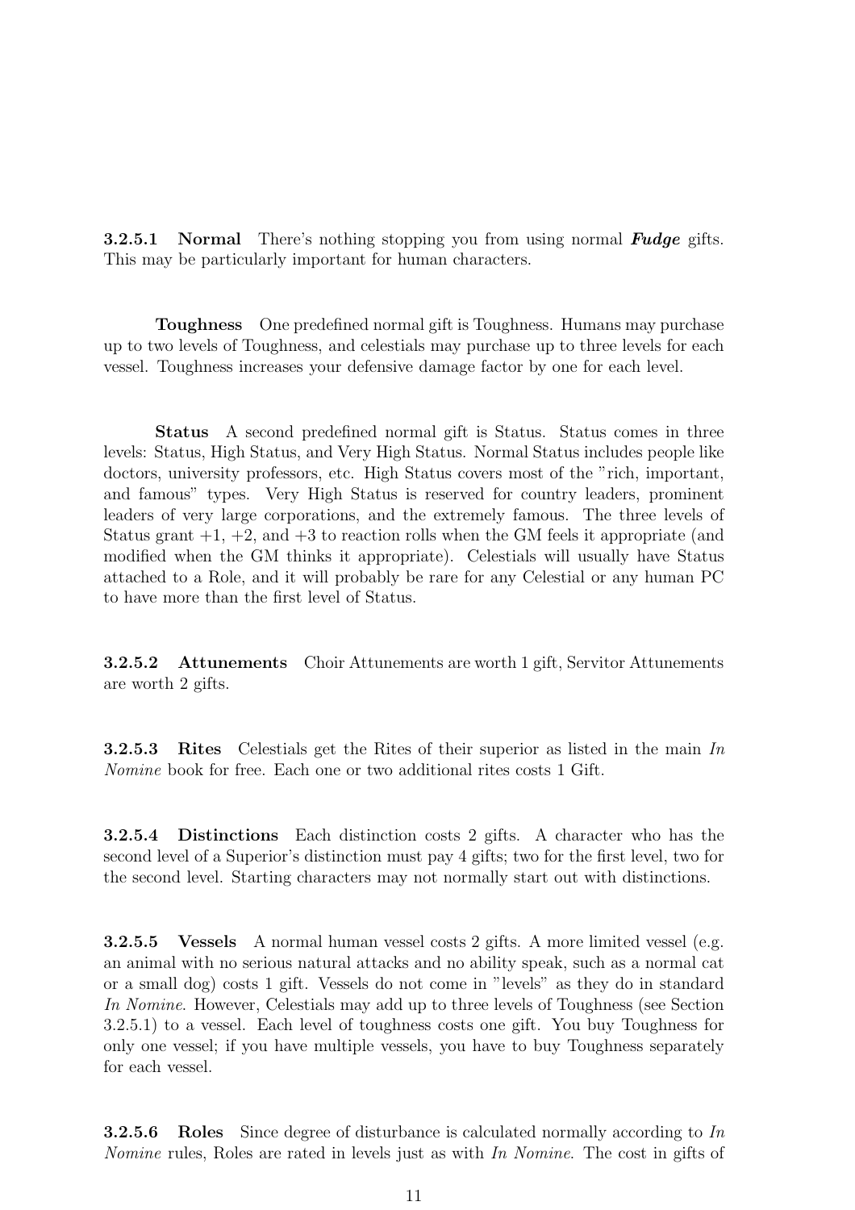#### 3.2.5.1 Normal

There's nothing stopping you from using normal ***Fudge*** gifts. This may be particularly important for human characters.

**Toughness** One predefined normal gift is Toughness. Humans may purchase up to two levels of Toughness, and celestials may purchase up to three levels for each vessel. Toughness increases your defensive damage factor by one for each level.

**Status** A second predefined normal gift is Status. Status comes in three levels: Status, High Status, and Very High Status. Normal Status includes people like doctors, university professors, etc. High Status covers most of the "rich, important, and famous" types. Very High Status is reserved for country leaders, prominent leaders of very large corporations, and the extremely famous. The three levels of Status grant +1, +2, and +3 to reaction rolls when the GM feels it appropriate (and modified when the GM thinks it appropriate). Celestials will usually have Status attached to a Role, and it will probably be rare for any Celestial or any human PC to have more than the first level of Status.

#### 3.2.5.2 Attunements

Choir Attunements are worth 1 gift, Servitor Attunements are worth 2 gifts.

#### 3.2.5.3 Rites

Celestials get the Rites of their superior as listed in the main *In Nomine* book for free. Each one or two additional rites costs 1 Gift.

#### 3.2.5.4 Distinctions

Each distinction costs 2 gifts. A character who has the second level of a Superior's distinction must pay 4 gifts; two for the first level, two for the second level. Starting characters may not normally start out with distinctions.

#### 3.2.5.5 Vessels

A normal human vessel costs 2 gifts. A more limited vessel (e.g. an animal with no serious natural attacks and no ability speak, such as a normal cat or a small dog) costs 1 gift. Vessels do not come in "levels" as they do in standard *In Nomine*. However, Celestials may add up to three levels of Toughness (see Section 3.2.5.1) to a vessel. Each level of toughness costs one gift. You buy Toughness for only one vessel; if you have multiple vessels, you have to buy Toughness separately for each vessel.

#### 3.2.5.6 Roles

Since degree of disturbance is calculated normally according to *In Nomine* rules, Roles are rated in levels just as with *In Nomine*. The cost in gifts of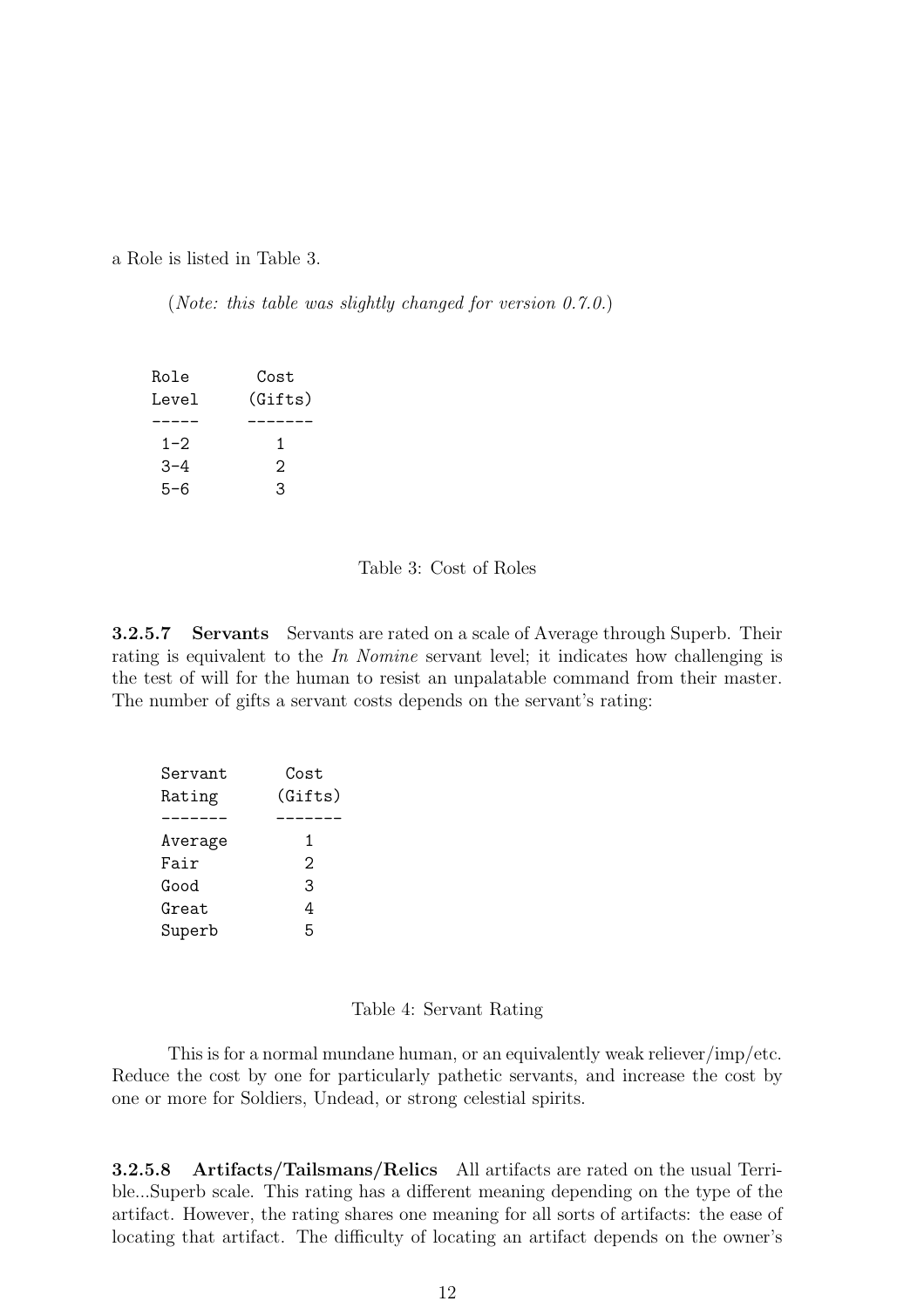a Role is listed in Table 3.

(*Note: this table was slightly changed for version 0.7.0.*)

| Role Level | Cost (Gifts) |
|---|---|
| 1–2 | 1 |
| 3–4 | 2 |
| 5–6 | 3 |

Table 3: Cost of Roles

#### 3.2.5.7 Servants

Servants are rated on a scale of Average through Superb. Their rating is equivalent to the *In Nomine* servant level; it indicates how challenging is the test of will for the human to resist an unpalatable command from their master. The number of gifts a servant costs depends on the servant's rating:

| Servant Rating | Cost (Gifts) |
|---|---|
| Average | 1 |
| Fair | 2 |
| Good | 3 |
| Great | 4 |
| Superb | 5 |

Table 4: Servant Rating

This is for a normal mundane human, or an equivalently weak reliever/imp/etc. Reduce the cost by one for particularly pathetic servants, and increase the cost by one or more for Soldiers, Undead, or strong celestial spirits.

#### 3.2.5.8 Artifacts/Tailsmans/Relics

All artifacts are rated on the usual Terrible...Superb scale. This rating has a different meaning depending on the type of the artifact. However, the rating shares one meaning for all sorts of artifacts: the ease of locating that artifact. The difficulty of locating an artifact depends on the owner's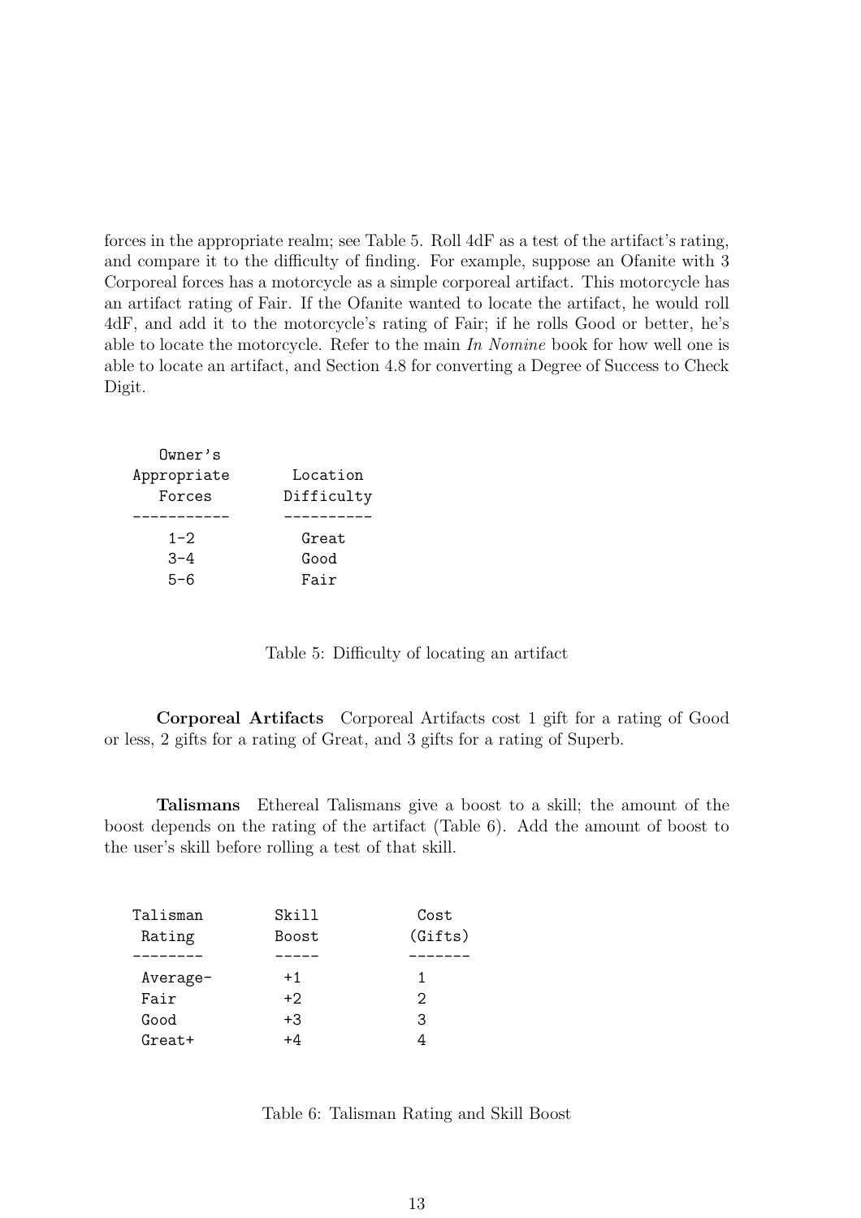forces in the appropriate realm; see Table 5. Roll 4dF as a test of the artifact's rating, and compare it to the difficulty of finding. For example, suppose an Ofanite with 3 Corporeal forces has a motorcycle as a simple corporeal artifact. This motorcycle has an artifact rating of Fair. If the Ofanite wanted to locate the artifact, he would roll 4dF, and add it to the motorcycle's rating of Fair; if he rolls Good or better, he's able to locate the motorcycle. Refer to the main *In Nomine* book for how well one is able to locate an artifact, and Section 4.8 for converting a Degree of Success to Check Digit.

| Owner's Appropriate Forces | Location Difficulty |
|---|---|
| 1-2 | Great |
| 3-4 | Good |
| 5-6 | Fair |

Table 5: Difficulty of locating an artifact

**Corporeal Artifacts** Corporeal Artifacts cost 1 gift for a rating of Good or less, 2 gifts for a rating of Great, and 3 gifts for a rating of Superb.

**Talismans** Ethereal Talismans give a boost to a skill; the amount of the boost depends on the rating of the artifact (Table 6). Add the amount of boost to the user's skill before rolling a test of that skill.

| Talisman Rating | Skill Boost | Cost (Gifts) |
|---|---|---|
| Average- | +1 | 1 |
| Fair | +2 | 2 |
| Good | +3 | 3 |
| Great+ | +4 | 4 |

Table 6: Talisman Rating and Skill Boost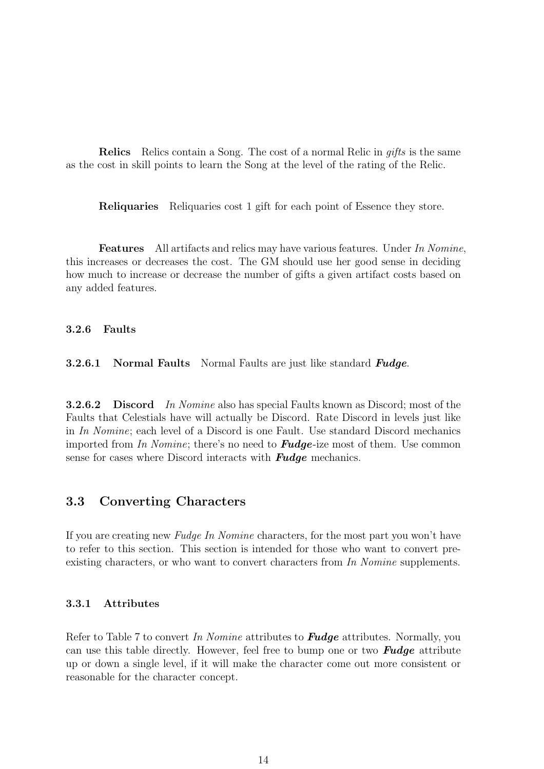**Relics** Relics contain a Song. The cost of a normal Relic in *gifts* is the same as the cost in skill points to learn the Song at the level of the rating of the Relic.

**Reliquaries** Reliquaries cost 1 gift for each point of Essence they store.

**Features** All artifacts and relics may have various features. Under *In Nomine*, this increases or decreases the cost. The GM should use her good sense in deciding how much to increase or decrease the number of gifts a given artifact costs based on any added features.

#### 3.2.6 Faults

**3.2.6.1 Normal Faults** Normal Faults are just like standard ***Fudge***.

**3.2.6.2 Discord** *In Nomine* also has special Faults known as Discord; most of the Faults that Celestials have will actually be Discord. Rate Discord in levels just like in *In Nomine*; each level of a Discord is one Fault. Use standard Discord mechanics imported from *In Nomine*; there's no need to ***Fudge***-ize most of them. Use common sense for cases where Discord interacts with ***Fudge*** mechanics.

## 3.3 Converting Characters

If you are creating new *Fudge In Nomine* characters, for the most part you won't have to refer to this section. This section is intended for those who want to convert pre-existing characters, or who want to convert characters from *In Nomine* supplements.

### 3.3.1 Attributes

Refer to Table 7 to convert *In Nomine* attributes to ***Fudge*** attributes. Normally, you can use this table directly. However, feel free to bump one or two ***Fudge*** attribute up or down a single level, if it will make the character come out more consistent or reasonable for the character concept.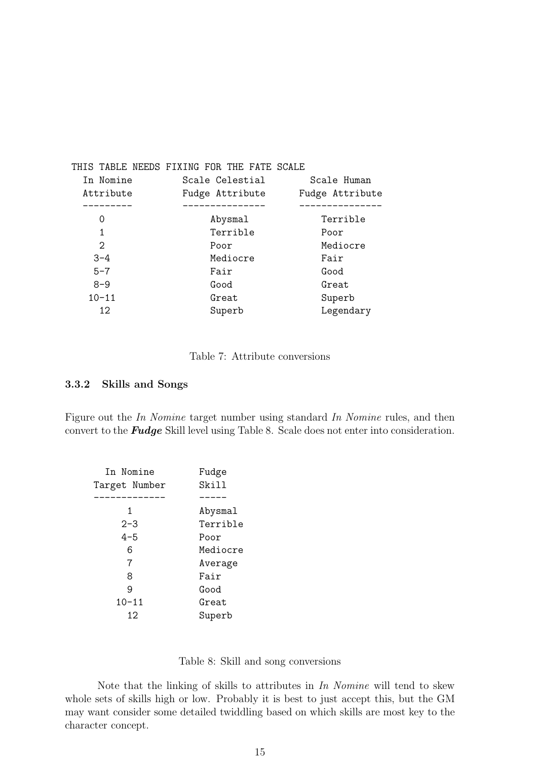THIS TABLE NEEDS FIXING FOR THE FATE SCALE

| In Nomine Attribute | Scale Celestial Fudge Attribute | Scale Human Fudge Attribute |
|---|---|---|
| 0 | Abysmal | Terrible |
| 1 | Terrible | Poor |
| 2 | Poor | Mediocre |
| 3–4 | Mediocre | Fair |
| 5–7 | Fair | Good |
| 8–9 | Good | Great |
| 10–11 | Great | Superb |
| 12 | Superb | Legendary |

Table 7: Attribute conversions

### 3.3.2 Skills and Songs

Figure out the *In Nomine* target number using standard *In Nomine* rules, and then convert to the ***Fudge*** Skill level using Table 8. Scale does not enter into consideration.

| In Nomine Target Number | Fudge Skill |
|---|---|
| 1 | Abysmal |
| 2–3 | Terrible |
| 4–5 | Poor |
| 6 | Mediocre |
| 7 | Average |
| 8 | Fair |
| 9 | Good |
| 10–11 | Great |
| 12 | Superb |

Table 8: Skill and song conversions

Note that the linking of skills to attributes in *In Nomine* will tend to skew whole sets of skills high or low. Probably it is best to just accept this, but the GM may want consider some detailed twiddling based on which skills are most key to the character concept.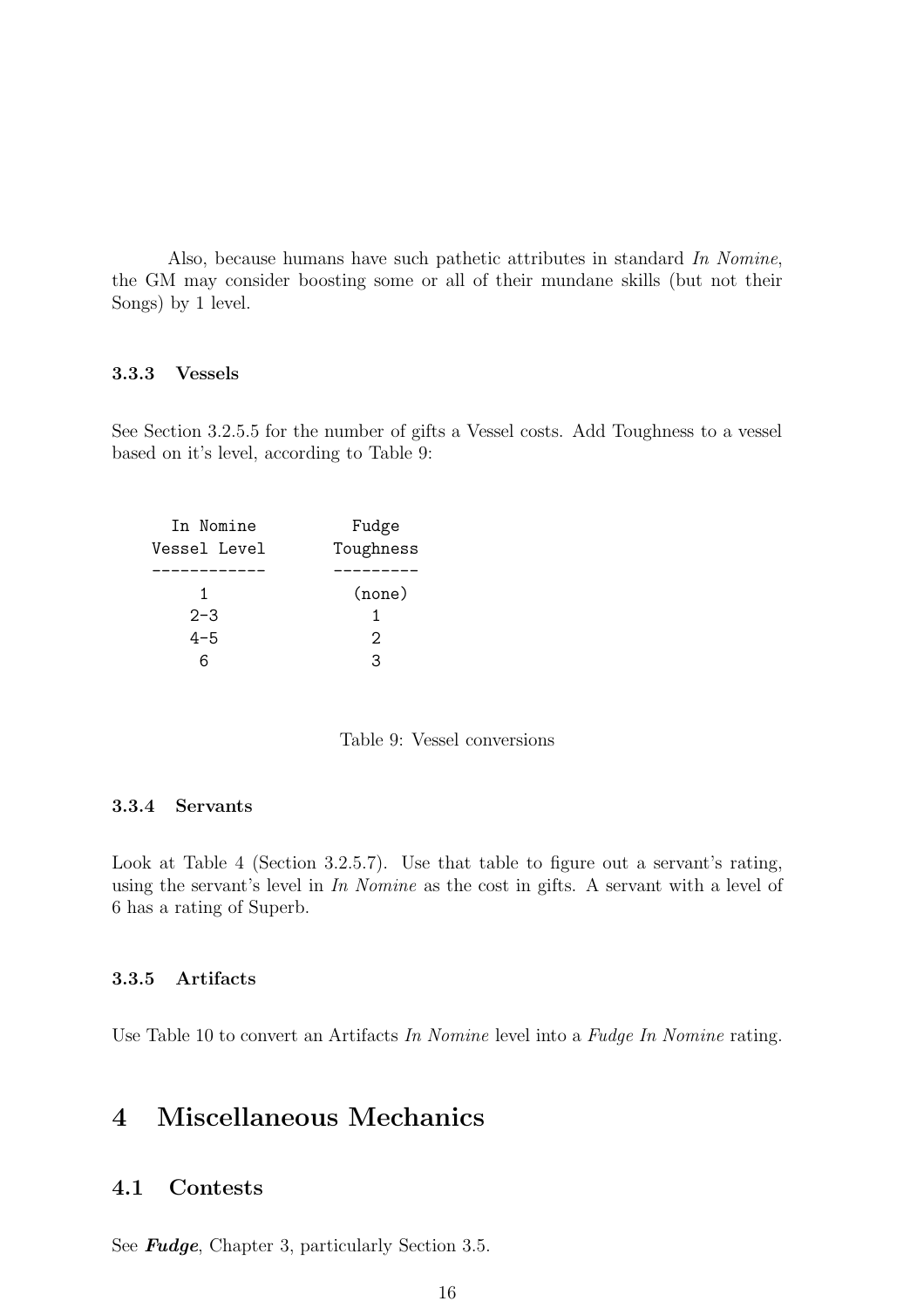Also, because humans have such pathetic attributes in standard *In Nomine*, the GM may consider boosting some or all of their mundane skills (but not their Songs) by 1 level.

### 3.3.3 Vessels

See Section 3.2.5.5 for the number of gifts a Vessel costs. Add Toughness to a vessel based on it's level, according to Table 9:

| In Nomine Vessel Level | Fudge Toughness |
|---|---|
| 1 | (none) |
| 2-3 | 1 |
| 4-5 | 2 |
| 6 | 3 |

Table 9: Vessel conversions

### 3.3.4 Servants

Look at Table 4 (Section 3.2.5.7). Use that table to figure out a servant's rating, using the servant's level in *In Nomine* as the cost in gifts. A servant with a level of 6 has a rating of Superb.

### 3.3.5 Artifacts

Use Table 10 to convert an Artifacts *In Nomine* level into a *Fudge In Nomine* rating.

# 4 Miscellaneous Mechanics

## 4.1 Contests

See ***Fudge***, Chapter 3, particularly Section 3.5.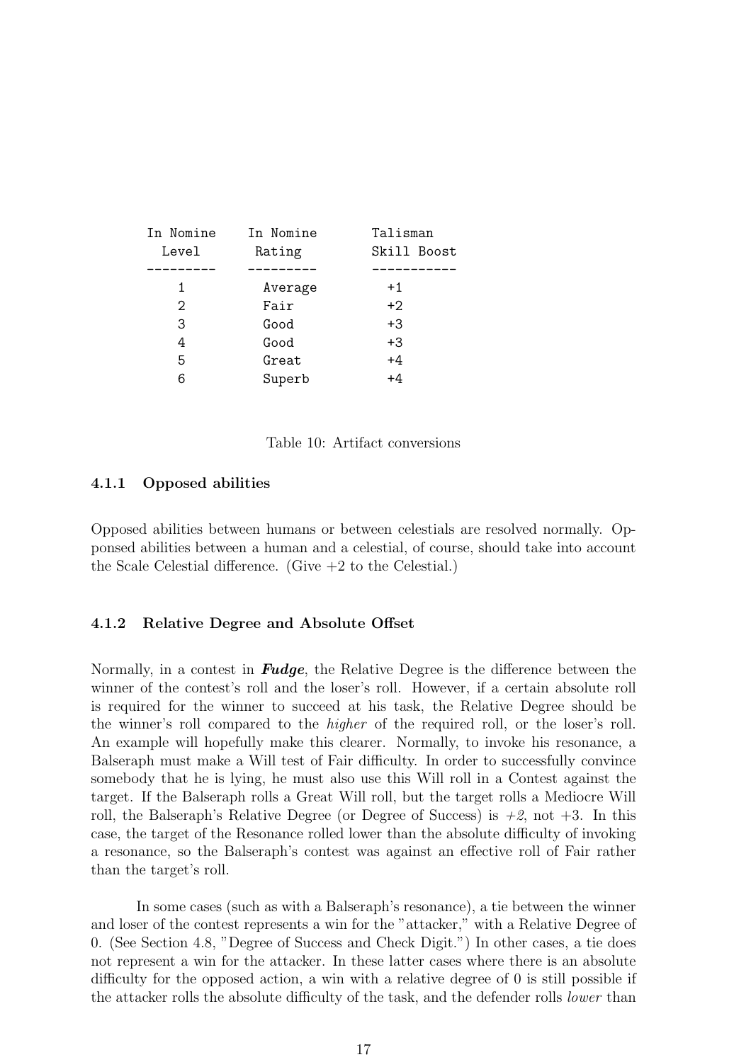| In Nomine Level | In Nomine Rating | Talisman Skill Boost |
|---|---|---|
| 1 | Average | +1 |
| 2 | Fair | +2 |
| 3 | Good | +3 |
| 4 | Good | +3 |
| 5 | Great | +4 |
| 6 | Superb | +4 |

Table 10: Artifact conversions

### 4.1.1 Opposed abilities

Opposed abilities between humans or between celestials are resolved normally. Opponsed abilities between a human and a celestial, of course, should take into account the Scale Celestial difference. (Give +2 to the Celestial.)

### 4.1.2 Relative Degree and Absolute Offset

Normally, in a contest in ***Fudge***, the Relative Degree is the difference between the winner of the contest's roll and the loser's roll. However, if a certain absolute roll is required for the winner to succeed at his task, the Relative Degree should be the winner's roll compared to the *higher* of the required roll, or the loser's roll. An example will hopefully make this clearer. Normally, to invoke his resonance, a Balseraph must make a Will test of Fair difficulty. In order to successfully convince somebody that he is lying, he must also use this Will roll in a Contest against the target. If the Balseraph rolls a Great Will roll, but the target rolls a Mediocre Will roll, the Balseraph's Relative Degree (or Degree of Success) is *+2*, not +3. In this case, the target of the Resonance rolled lower than the absolute difficulty of invoking a resonance, so the Balseraph's contest was against an effective roll of Fair rather than the target's roll.

In some cases (such as with a Balseraph's resonance), a tie between the winner and loser of the contest represents a win for the "attacker," with a Relative Degree of 0. (See Section 4.8, "Degree of Success and Check Digit.") In other cases, a tie does not represent a win for the attacker. In these latter cases where there is an absolute difficulty for the opposed action, a win with a relative degree of 0 is still possible if the attacker rolls the absolute difficulty of the task, and the defender rolls *lower* than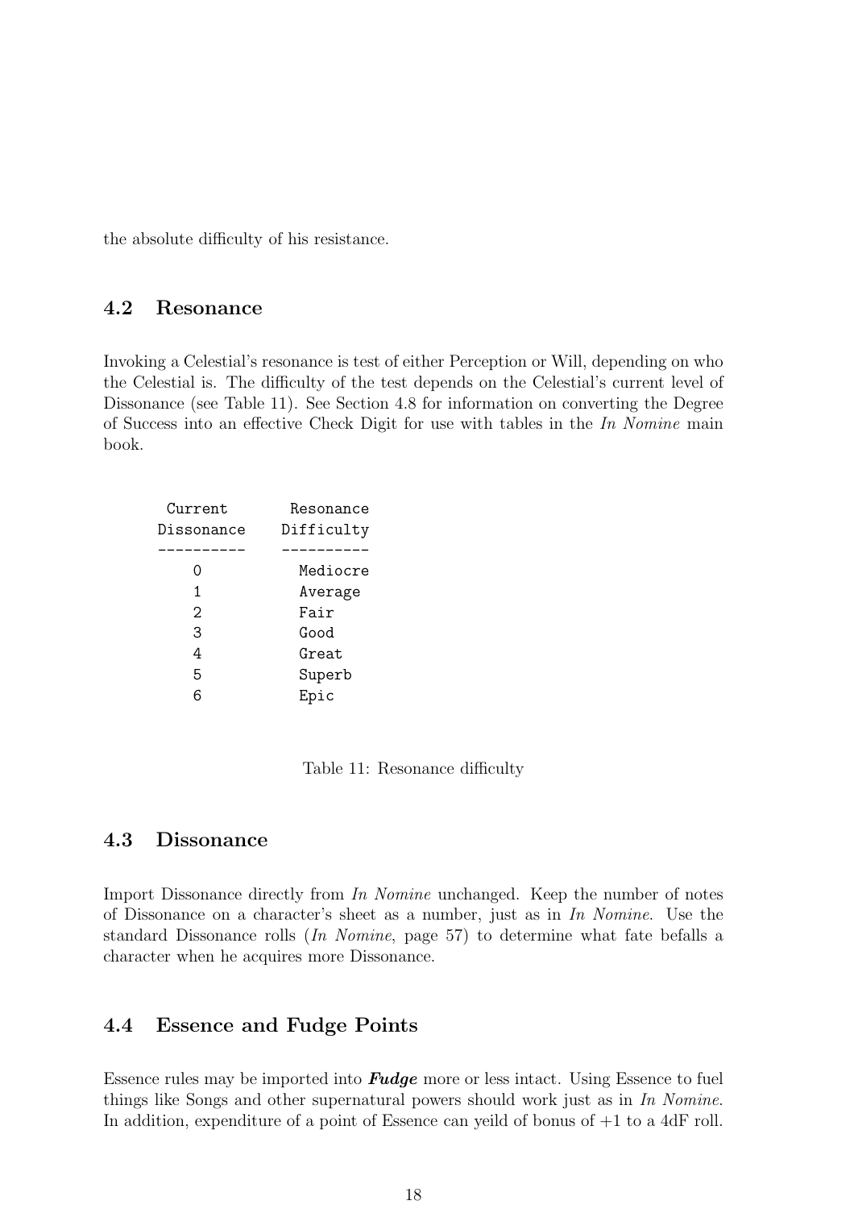the absolute difficulty of his resistance.

## 4.2 Resonance

Invoking a Celestial's resonance is test of either Perception or Will, depending on who the Celestial is. The difficulty of the test depends on the Celestial's current level of Dissonance (see Table 11). See Section 4.8 for information on converting the Degree of Success into an effective Check Digit for use with tables in the *In Nomine* main book.

| Current Dissonance | Resonance Difficulty |
|---|---|
| 0 | Mediocre |
| 1 | Average |
| 2 | Fair |
| 3 | Good |
| 4 | Great |
| 5 | Superb |
| 6 | Epic |

Table 11: Resonance difficulty

## 4.3 Dissonance

Import Dissonance directly from *In Nomine* unchanged. Keep the number of notes of Dissonance on a character's sheet as a number, just as in *In Nomine*. Use the standard Dissonance rolls (*In Nomine*, page 57) to determine what fate befalls a character when he acquires more Dissonance.

## 4.4 Essence and Fudge Points

Essence rules may be imported into ***Fudge*** more or less intact. Using Essence to fuel things like Songs and other supernatural powers should work just as in *In Nomine*. In addition, expenditure of a point of Essence can yeild of bonus of +1 to a 4dF roll.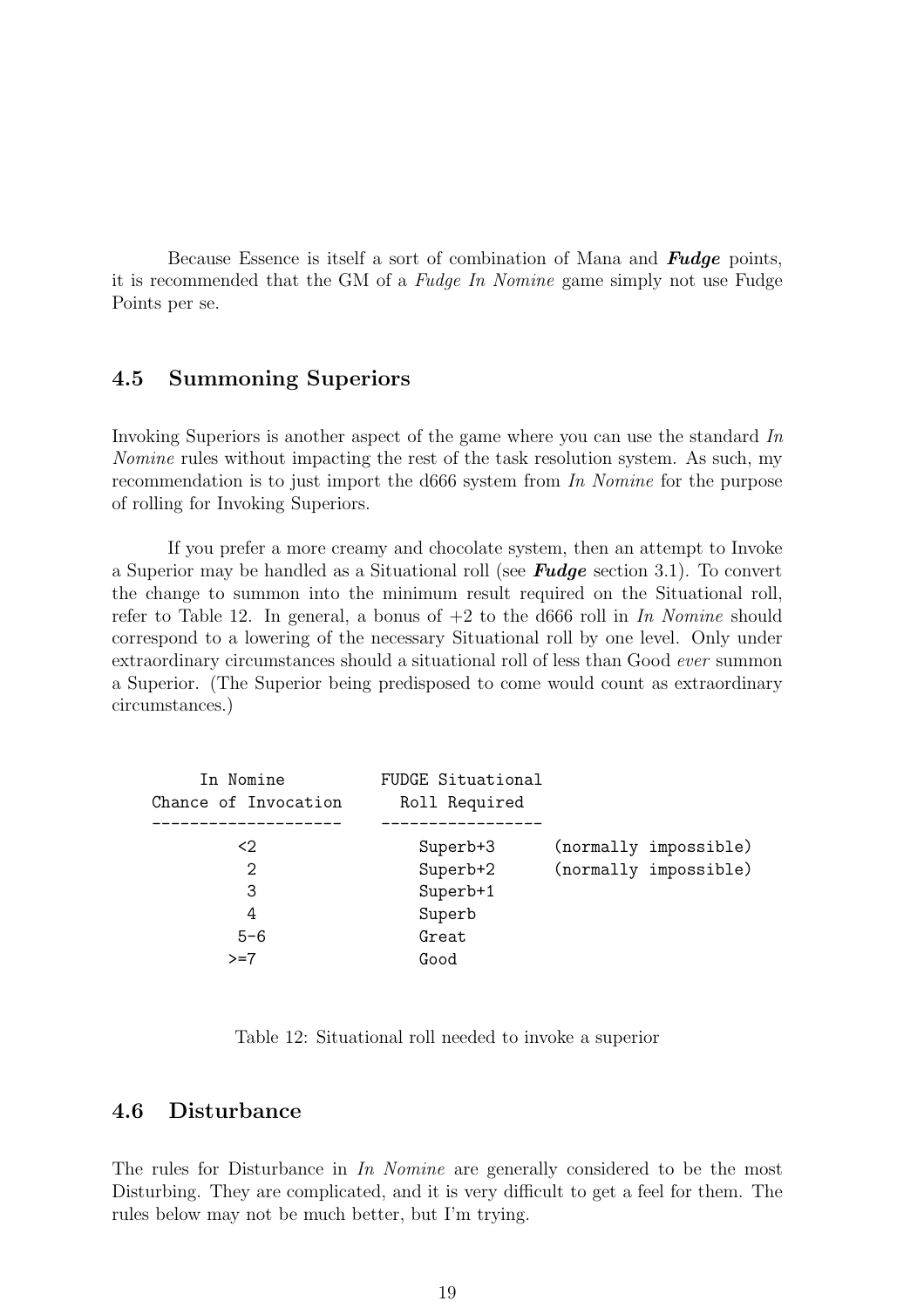Because Essence is itself a sort of combination of Mana and ***Fudge*** points, it is recommended that the GM of a *Fudge In Nomine* game simply not use Fudge Points per se.

## 4.5 Summoning Superiors

Invoking Superiors is another aspect of the game where you can use the standard *In Nomine* rules without impacting the rest of the task resolution system. As such, my recommendation is to just import the d666 system from *In Nomine* for the purpose of rolling for Invoking Superiors.

If you prefer a more creamy and chocolate system, then an attempt to Invoke a Superior may be handled as a Situational roll (see ***Fudge*** section 3.1). To convert the change to summon into the minimum result required on the Situational roll, refer to Table 12. In general, a bonus of +2 to the d666 roll in *In Nomine* should correspond to a lowering of the necessary Situational roll by one level. Only under extraordinary circumstances should a situational roll of less than Good *ever* summon a Superior. (The Superior being predisposed to come would count as extraordinary circumstances.)

| In Nomine Chance of Invocation | FUDGE Situational Roll Required | |
|---|---|---|
| <2 | Superb+3 | (normally impossible) |
| 2 | Superb+2 | (normally impossible) |
| 3 | Superb+1 | |
| 4 | Superb | |
| 5–6 | Great | |
| >=7 | Good | |

Table 12: Situational roll needed to invoke a superior

## 4.6 Disturbance

The rules for Disturbance in *In Nomine* are generally considered to be the most Disturbing. They are complicated, and it is very difficult to get a feel for them. The rules below may not be much better, but I'm trying.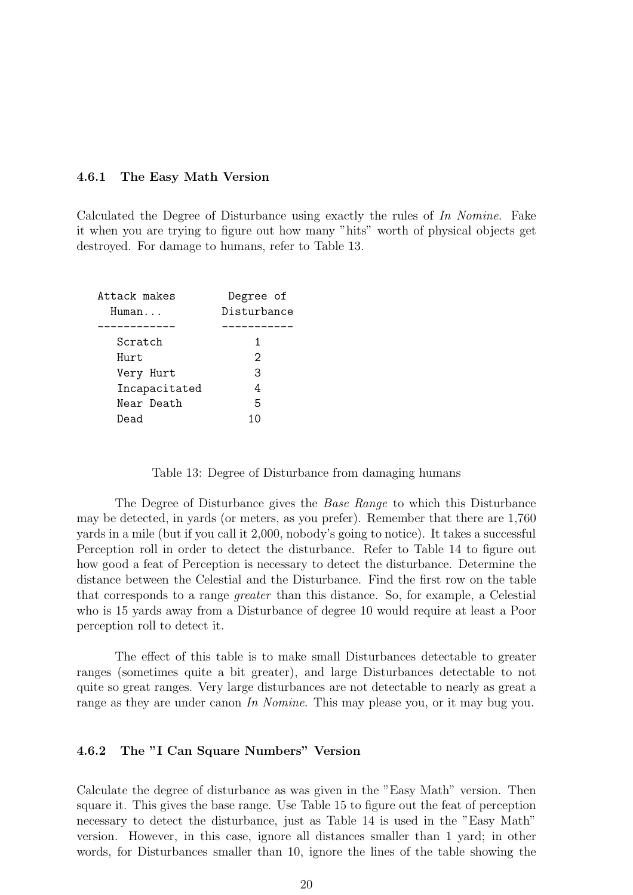### 4.6.1 The Easy Math Version

Calculated the Degree of Disturbance using exactly the rules of *In Nomine*. Fake it when you are trying to figure out how many "hits" worth of physical objects get destroyed. For damage to humans, refer to Table 13.

| Attack makes Human... | Degree of Disturbance |
|---|---|
| Scratch | 1 |
| Hurt | 2 |
| Very Hurt | 3 |
| Incapacitated | 4 |
| Near Death | 5 |
| Dead | 10 |

Table 13: Degree of Disturbance from damaging humans

The Degree of Disturbance gives the *Base Range* to which this Disturbance may be detected, in yards (or meters, as you prefer). Remember that there are 1,760 yards in a mile (but if you call it 2,000, nobody's going to notice). It takes a successful Perception roll in order to detect the disturbance. Refer to Table 14 to figure out how good a feat of Perception is necessary to detect the disturbance. Determine the distance between the Celestial and the Disturbance. Find the first row on the table that corresponds to a range *greater* than this distance. So, for example, a Celestial who is 15 yards away from a Disturbance of degree 10 would require at least a Poor perception roll to detect it.

The effect of this table is to make small Disturbances detectable to greater ranges (sometimes quite a bit greater), and large Disturbances detectable to not quite so great ranges. Very large disturbances are not detectable to nearly as great a range as they are under canon *In Nomine*. This may please you, or it may bug you.

### 4.6.2 The "I Can Square Numbers" Version

Calculate the degree of disturbance as was given in the "Easy Math" version. Then square it. This gives the base range. Use Table 15 to figure out the feat of perception necessary to detect the disturbance, just as Table 14 is used in the "Easy Math" version. However, in this case, ignore all distances smaller than 1 yard; in other words, for Disturbances smaller than 10, ignore the lines of the table showing the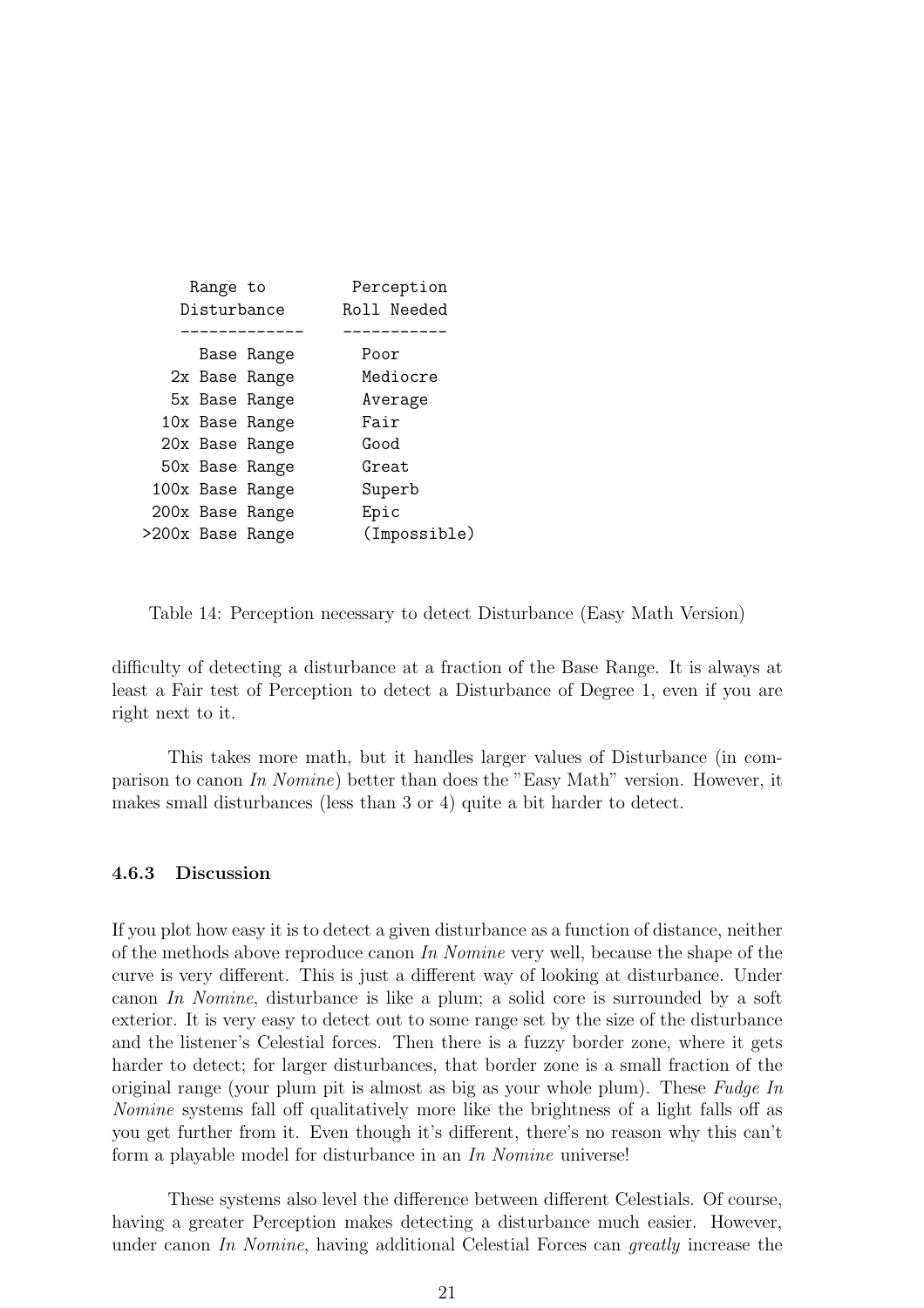| Range to Disturbance | Perception Roll Needed |
|---|---|
| Base Range | Poor |
| 2x Base Range | Mediocre |
| 5x Base Range | Average |
| 10x Base Range | Fair |
| 20x Base Range | Good |
| 50x Base Range | Great |
| 100x Base Range | Superb |
| 200x Base Range | Epic |
| >200x Base Range | (Impossible) |

Table 14: Perception necessary to detect Disturbance (Easy Math Version)

difficulty of detecting a disturbance at a fraction of the Base Range. It is always at least a Fair test of Perception to detect a Disturbance of Degree 1, even if you are right next to it.

This takes more math, but it handles larger values of Disturbance (in comparison to canon *In Nomine*) better than does the "Easy Math" version. However, it makes small disturbances (less than 3 or 4) quite a bit harder to detect.

### 4.6.3 Discussion

If you plot how easy it is to detect a given disturbance as a function of distance, neither of the methods above reproduce canon *In Nomine* very well, because the shape of the curve is very different. This is just a different way of looking at disturbance. Under canon *In Nomine*, disturbance is like a plum; a solid core is surrounded by a soft exterior. It is very easy to detect out to some range set by the size of the disturbance and the listener's Celestial forces. Then there is a fuzzy border zone, where it gets harder to detect; for larger disturbances, that border zone is a small fraction of the original range (your plum pit is almost as big as your whole plum). These *Fudge In Nomine* systems fall off qualitatively more like the brightness of a light falls off as you get further from it. Even though it's different, there's no reason why this can't form a playable model for disturbance in an *In Nomine* universe!

These systems also level the difference between different Celestials. Of course, having a greater Perception makes detecting a disturbance much easier. However, under canon *In Nomine*, having additional Celestial Forces can *greatly* increase the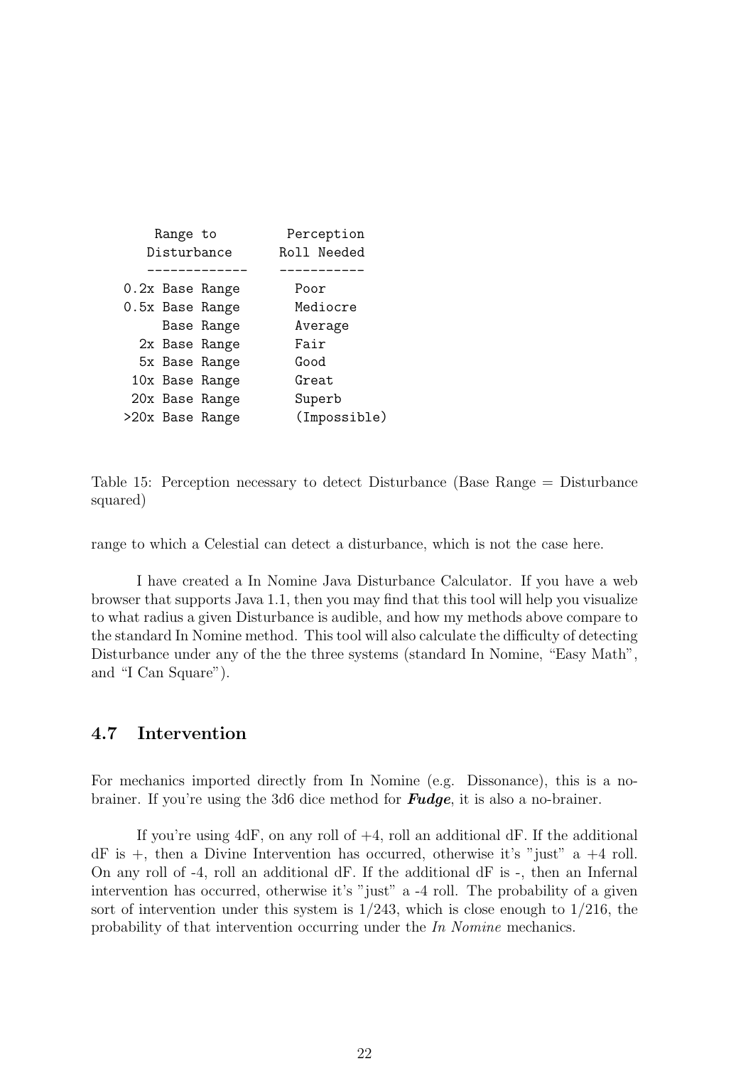| Range to Disturbance | Perception Roll Needed |
|---|---|
| 0.2x Base Range | Poor |
| 0.5x Base Range | Mediocre |
| Base Range | Average |
| 2x Base Range | Fair |
| 5x Base Range | Good |
| 10x Base Range | Great |
| 20x Base Range | Superb |
| >20x Base Range | (Impossible) |

Table 15: Perception necessary to detect Disturbance (Base Range = Disturbance squared)

range to which a Celestial can detect a disturbance, which is not the case here.

I have created a In Nomine Java Disturbance Calculator. If you have a web browser that supports Java 1.1, then you may find that this tool will help you visualize to what radius a given Disturbance is audible, and how my methods above compare to the standard In Nomine method. This tool will also calculate the difficulty of detecting Disturbance under any of the the three systems (standard In Nomine, "Easy Math", and "I Can Square").

## 4.7 Intervention

For mechanics imported directly from In Nomine (e.g. Dissonance), this is a no-brainer. If you're using the 3d6 dice method for ***Fudge***, it is also a no-brainer.

If you're using 4dF, on any roll of +4, roll an additional dF. If the additional dF is +, then a Divine Intervention has occurred, otherwise it's "just" a +4 roll. On any roll of -4, roll an additional dF. If the additional dF is -, then an Infernal intervention has occurred, otherwise it's "just" a -4 roll. The probability of a given sort of intervention under this system is 1/243, which is close enough to 1/216, the probability of that intervention occurring under the *In Nomine* mechanics.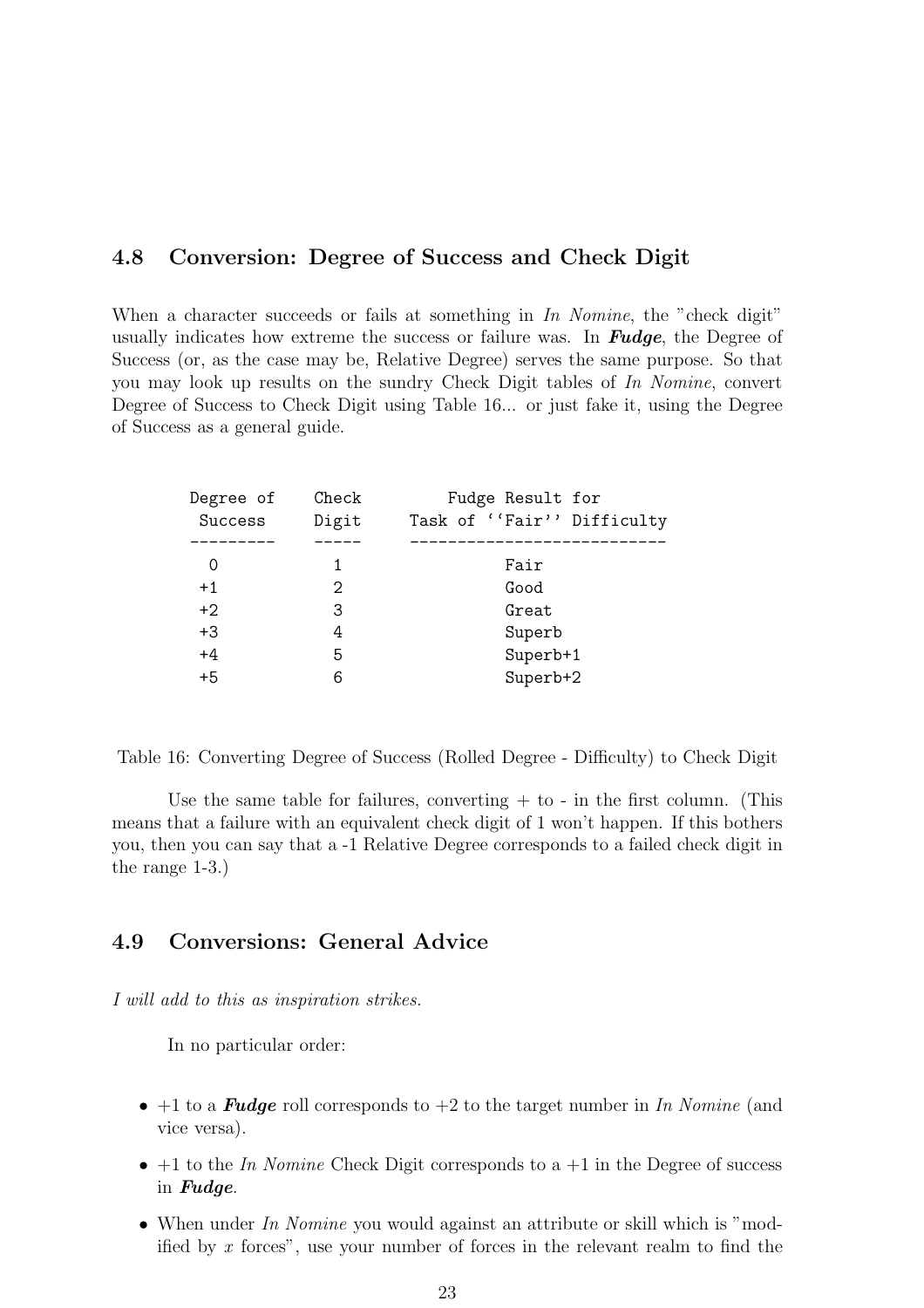## 4.8 Conversion: Degree of Success and Check Digit

When a character succeeds or fails at something in *In Nomine*, the "check digit" usually indicates how extreme the success or failure was. In ***Fudge***, the Degree of Success (or, as the case may be, Relative Degree) serves the same purpose. So that you may look up results on the sundry Check Digit tables of *In Nomine*, convert Degree of Success to Check Digit using Table 16... or just fake it, using the Degree of Success as a general guide.

| Degree of Success | Check Digit | Fudge Result for Task of ''Fair'' Difficulty |
|---|---|---|
| 0 | 1 | Fair |
| +1 | 2 | Good |
| +2 | 3 | Great |
| +3 | 4 | Superb |
| +4 | 5 | Superb+1 |
| +5 | 6 | Superb+2 |

Table 16: Converting Degree of Success (Rolled Degree - Difficulty) to Check Digit

Use the same table for failures, converting + to - in the first column. (This means that a failure with an equivalent check digit of 1 won't happen. If this bothers you, then you can say that a -1 Relative Degree corresponds to a failed check digit in the range 1-3.)

## 4.9 Conversions: General Advice

*I will add to this as inspiration strikes.*

In no particular order:

- +1 to a ***Fudge*** roll corresponds to +2 to the target number in *In Nomine* (and vice versa).
- +1 to the *In Nomine* Check Digit corresponds to a +1 in the Degree of success in ***Fudge***.
- When under *In Nomine* you would against an attribute or skill which is "modified by $x$ forces", use your number of forces in the relevant realm to find the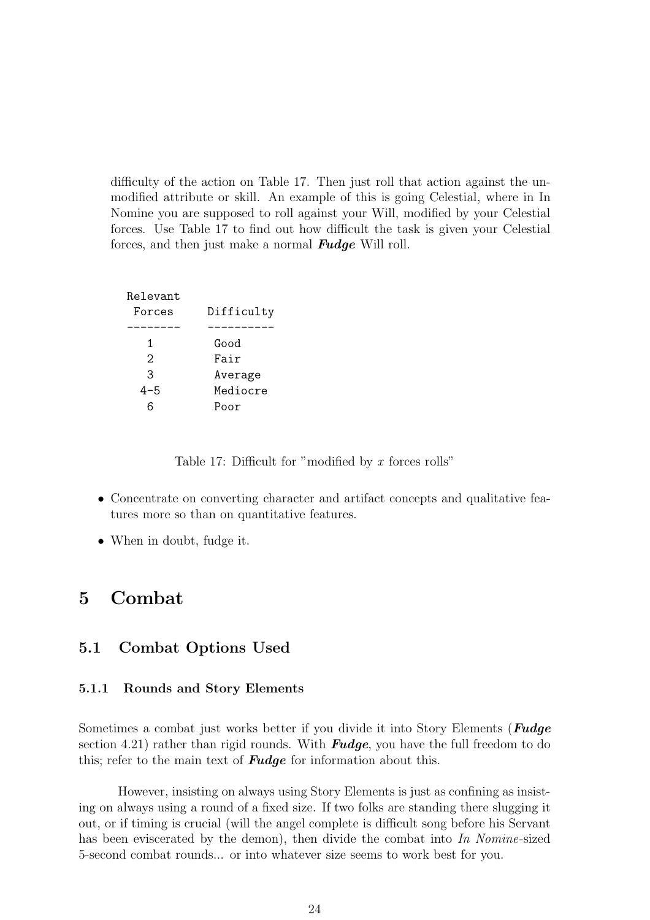difficulty of the action on Table 17. Then just roll that action against the unmodified attribute or skill. An example of this is going Celestial, where in In Nomine you are supposed to roll against your Will, modified by your Celestial forces. Use Table 17 to find out how difficult the task is given your Celestial forces, and then just make a normal ***Fudge*** Will roll.

| Relevant Forces | Difficulty |
|---|---|
| 1 | Good |
| 2 | Fair |
| 3 | Average |
| 4-5 | Mediocre |
| 6 | Poor |

Table 17: Difficult for "modified by $x$ forces rolls"

- Concentrate on converting character and artifact concepts and qualitative features more so than on quantitative features.
- When in doubt, fudge it.

# 5 Combat

## 5.1 Combat Options Used

### 5.1.1 Rounds and Story Elements

Sometimes a combat just works better if you divide it into Story Elements (***Fudge*** section 4.21) rather than rigid rounds. With ***Fudge***, you have the full freedom to do this; refer to the main text of ***Fudge*** for information about this.

However, insisting on always using Story Elements is just as confining as insisting on always using a round of a fixed size. If two folks are standing there slugging it out, or if timing is crucial (will the angel complete is difficult song before his Servant has been eviscerated by the demon), then divide the combat into *In Nomine*-sized 5-second combat rounds... or into whatever size seems to work best for you.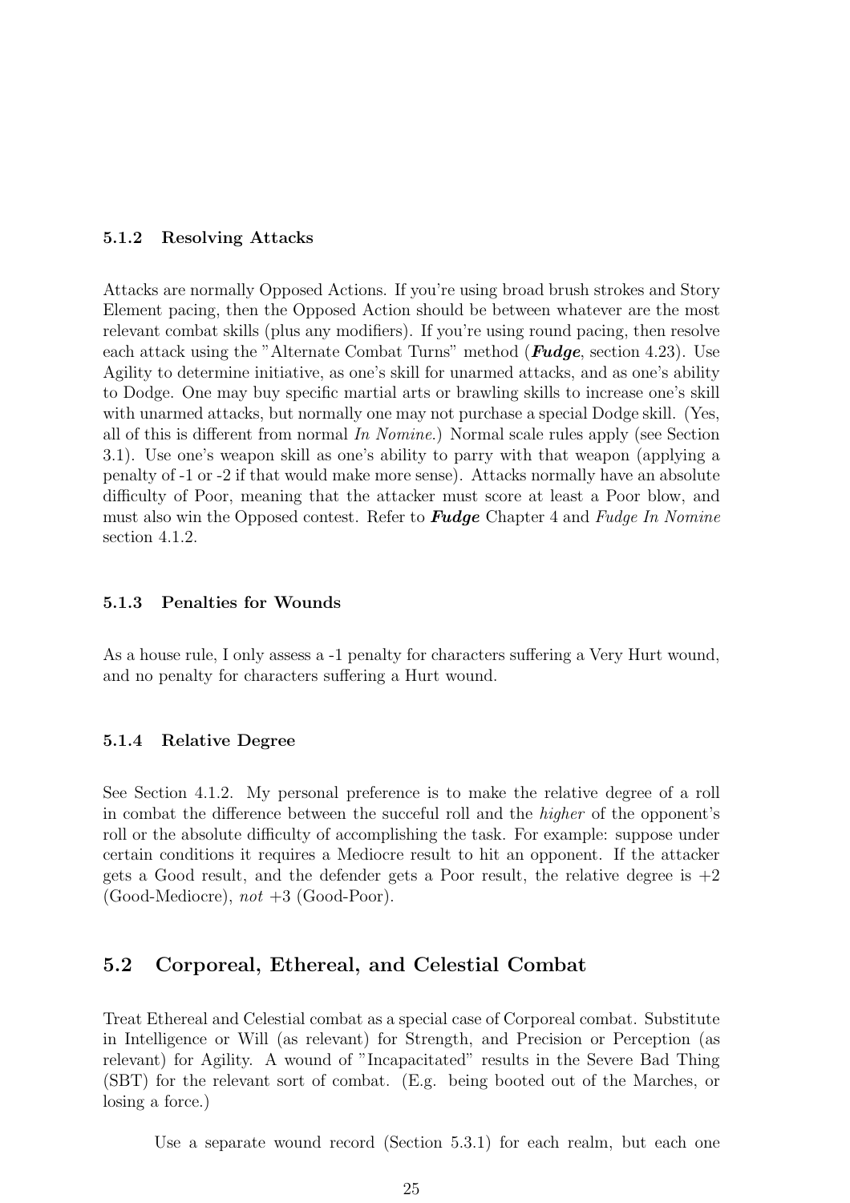### 5.1.2 Resolving Attacks

Attacks are normally Opposed Actions. If you're using broad brush strokes and Story Element pacing, then the Opposed Action should be between whatever are the most relevant combat skills (plus any modifiers). If you're using round pacing, then resolve each attack using the "Alternate Combat Turns" method (***Fudge***, section 4.23). Use Agility to determine initiative, as one's skill for unarmed attacks, and as one's ability to Dodge. One may buy specific martial arts or brawling skills to increase one's skill with unarmed attacks, but normally one may not purchase a special Dodge skill. (Yes, all of this is different from normal *In Nomine*.) Normal scale rules apply (see Section 3.1). Use one's weapon skill as one's ability to parry with that weapon (applying a penalty of -1 or -2 if that would make more sense). Attacks normally have an absolute difficulty of Poor, meaning that the attacker must score at least a Poor blow, and must also win the Opposed contest. Refer to ***Fudge*** Chapter 4 and *Fudge In Nomine* section 4.1.2.

### 5.1.3 Penalties for Wounds

As a house rule, I only assess a -1 penalty for characters suffering a Very Hurt wound, and no penalty for characters suffering a Hurt wound.

### 5.1.4 Relative Degree

See Section 4.1.2. My personal preference is to make the relative degree of a roll in combat the difference between the succeful roll and the *higher* of the opponent's roll or the absolute difficulty of accomplishing the task. For example: suppose under certain conditions it requires a Mediocre result to hit an opponent. If the attacker gets a Good result, and the defender gets a Poor result, the relative degree is +2 (Good-Mediocre), *not* +3 (Good-Poor).

## 5.2 Corporeal, Ethereal, and Celestial Combat

Treat Ethereal and Celestial combat as a special case of Corporeal combat. Substitute in Intelligence or Will (as relevant) for Strength, and Precision or Perception (as relevant) for Agility. A wound of "Incapacitated" results in the Severe Bad Thing (SBT) for the relevant sort of combat. (E.g. being booted out of the Marches, or losing a force.)

Use a separate wound record (Section 5.3.1) for each realm, but each one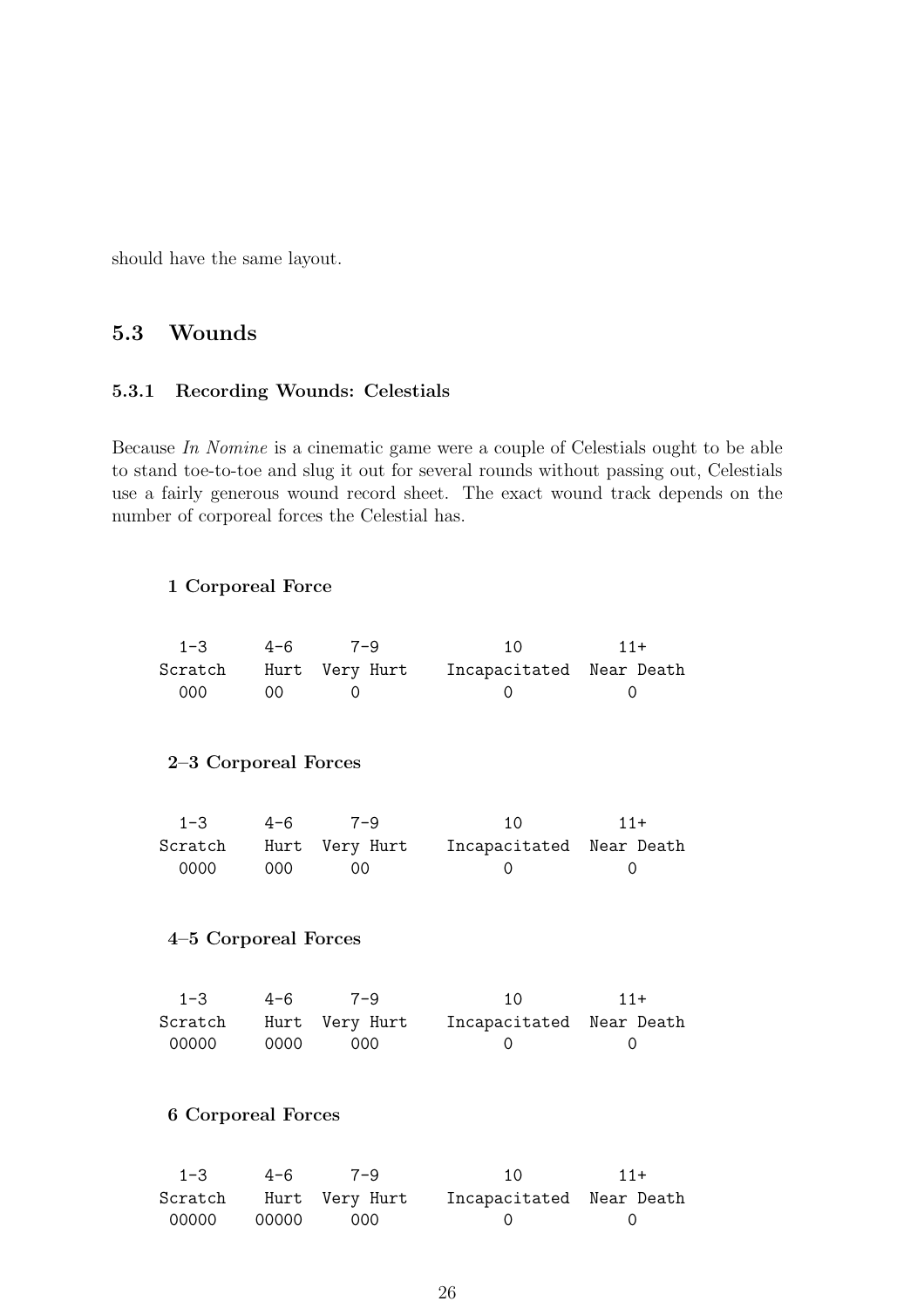should have the same layout.

## 5.3 Wounds

### 5.3.1 Recording Wounds: Celestials

Because *In Nomine* is a cinematic game were a couple of Celestials ought to be able to stand toe-to-toe and slug it out for several rounds without passing out, Celestials use a fairly generous wound record sheet. The exact wound track depends on the number of corporeal forces the Celestial has.

**1 Corporeal Force**

```
  1-3      4-6     7-9           10          11+
Scratch    Hurt  Very Hurt   Incapacitated  Near Death
  000      00      0              0            0
```

**2–3 Corporeal Forces**

```
  1-3      4-6     7-9           10          11+
Scratch    Hurt  Very Hurt   Incapacitated  Near Death
  0000     000     00             0            0
```

**4–5 Corporeal Forces**

```
  1-3      4-6     7-9           10          11+
Scratch    Hurt  Very Hurt   Incapacitated  Near Death
 00000     0000    000            0            0
```

**6 Corporeal Forces**

```
  1-3      4-6     7-9           10          11+
Scratch    Hurt  Very Hurt   Incapacitated  Near Death
 00000    00000    000            0            0
```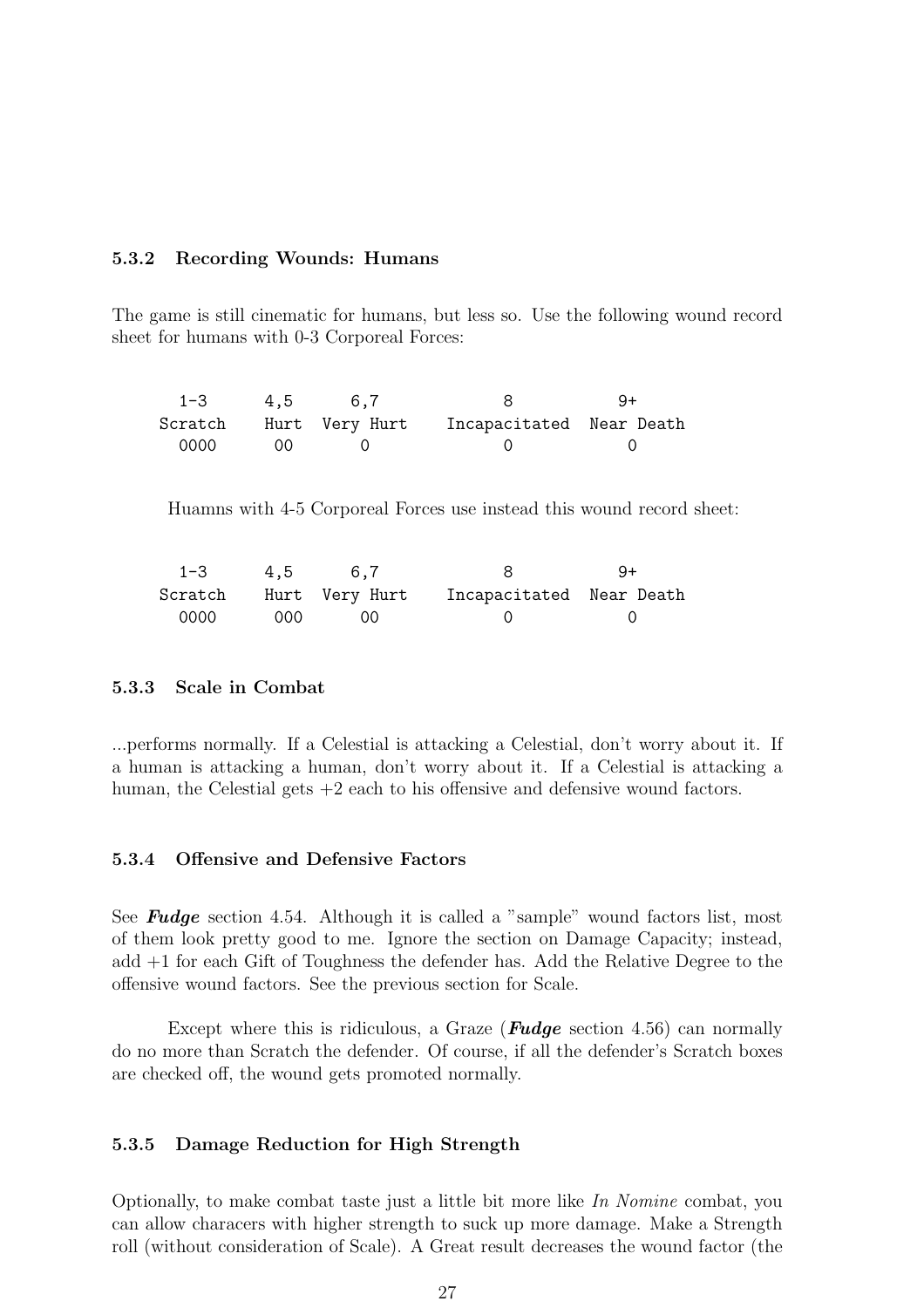### 5.3.2 Recording Wounds: Humans

The game is still cinematic for humans, but less so. Use the following wound record sheet for humans with 0-3 Corporeal Forces:

| 1-3 | 4,5 | 6,7 | 8 | 9+ |
|---|---|---|---|---|
| Scratch | Hurt | Very Hurt | Incapacitated | Near Death |
| 0000 | 00 | 0 | 0 | 0 |

Huamns with 4-5 Corporeal Forces use instead this wound record sheet:

| 1-3 | 4,5 | 6,7 | 8 | 9+ |
|---|---|---|---|---|
| Scratch | Hurt | Very Hurt | Incapacitated | Near Death |
| 0000 | 000 | 00 | 0 | 0 |

### 5.3.3 Scale in Combat

...performs normally. If a Celestial is attacking a Celestial, don't worry about it. If a human is attacking a human, don't worry about it. If a Celestial is attacking a human, the Celestial gets +2 each to his offensive and defensive wound factors.

### 5.3.4 Offensive and Defensive Factors

See ***Fudge*** section 4.54. Although it is called a "sample" wound factors list, most of them look pretty good to me. Ignore the section on Damage Capacity; instead, add +1 for each Gift of Toughness the defender has. Add the Relative Degree to the offensive wound factors. See the previous section for Scale.

Except where this is ridiculous, a Graze (***Fudge*** section 4.56) can normally do no more than Scratch the defender. Of course, if all the defender's Scratch boxes are checked off, the wound gets promoted normally.

### 5.3.5 Damage Reduction for High Strength

Optionally, to make combat taste just a little bit more like *In Nomine* combat, you can allow characers with higher strength to suck up more damage. Make a Strength roll (without consideration of Scale). A Great result decreases the wound factor (the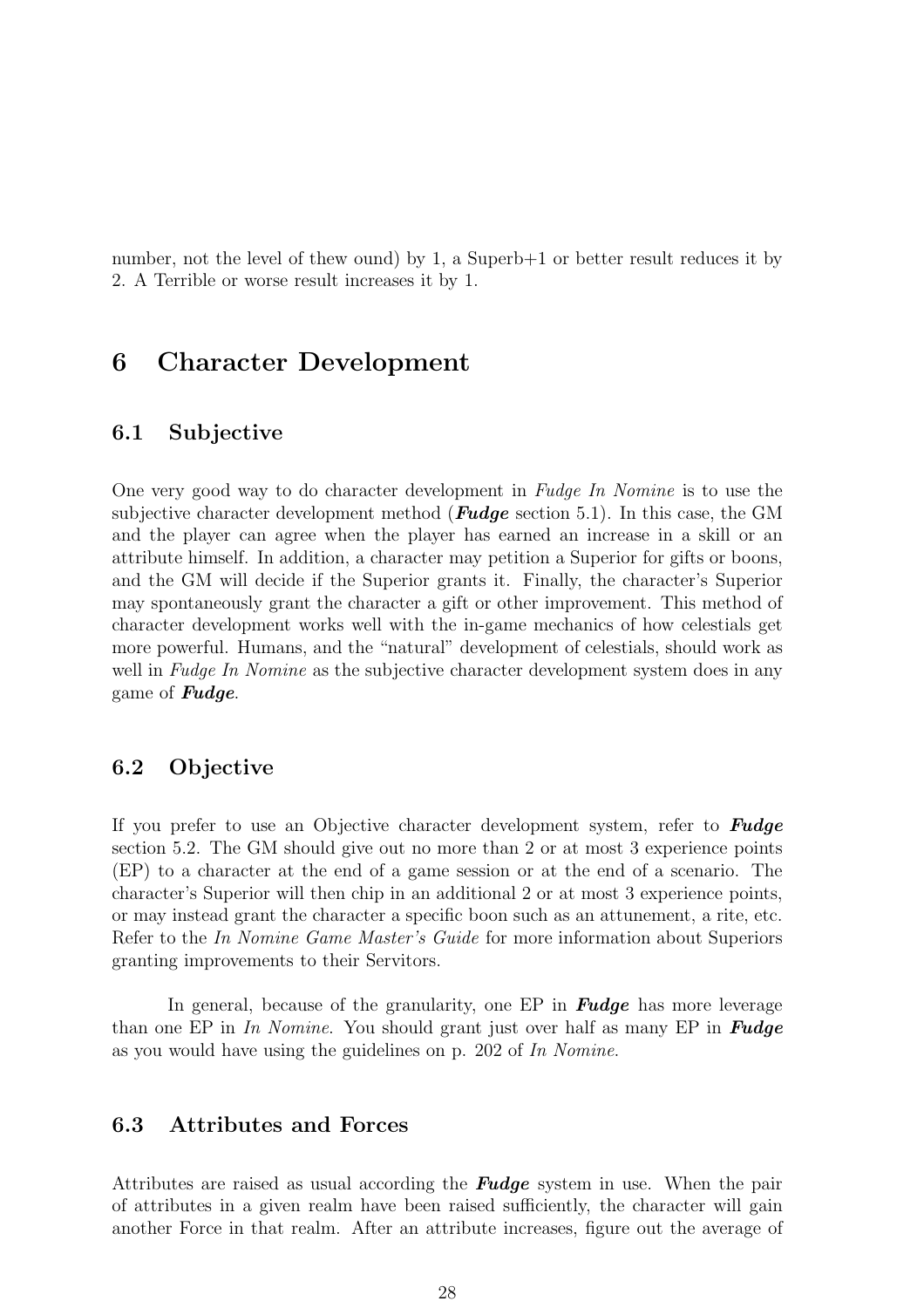number, not the level of thew ound) by 1, a Superb+1 or better result reduces it by 2. A Terrible or worse result increases it by 1.

# 6 Character Development

## 6.1 Subjective

One very good way to do character development in *Fudge In Nomine* is to use the subjective character development method (***Fudge*** section 5.1). In this case, the GM and the player can agree when the player has earned an increase in a skill or an attribute himself. In addition, a character may petition a Superior for gifts or boons, and the GM will decide if the Superior grants it. Finally, the character's Superior may spontaneously grant the character a gift or other improvement. This method of character development works well with the in-game mechanics of how celestials get more powerful. Humans, and the "natural" development of celestials, should work as well in *Fudge In Nomine* as the subjective character development system does in any game of ***Fudge***.

## 6.2 Objective

If you prefer to use an Objective character development system, refer to ***Fudge*** section 5.2. The GM should give out no more than 2 or at most 3 experience points (EP) to a character at the end of a game session or at the end of a scenario. The character's Superior will then chip in an additional 2 or at most 3 experience points, or may instead grant the character a specific boon such as an attunement, a rite, etc. Refer to the *In Nomine Game Master's Guide* for more information about Superiors granting improvements to their Servitors.

In general, because of the granularity, one EP in ***Fudge*** has more leverage than one EP in *In Nomine*. You should grant just over half as many EP in ***Fudge*** as you would have using the guidelines on p. 202 of *In Nomine*.

## 6.3 Attributes and Forces

Attributes are raised as usual according the ***Fudge*** system in use. When the pair of attributes in a given realm have been raised sufficiently, the character will gain another Force in that realm. After an attribute increases, figure out the average of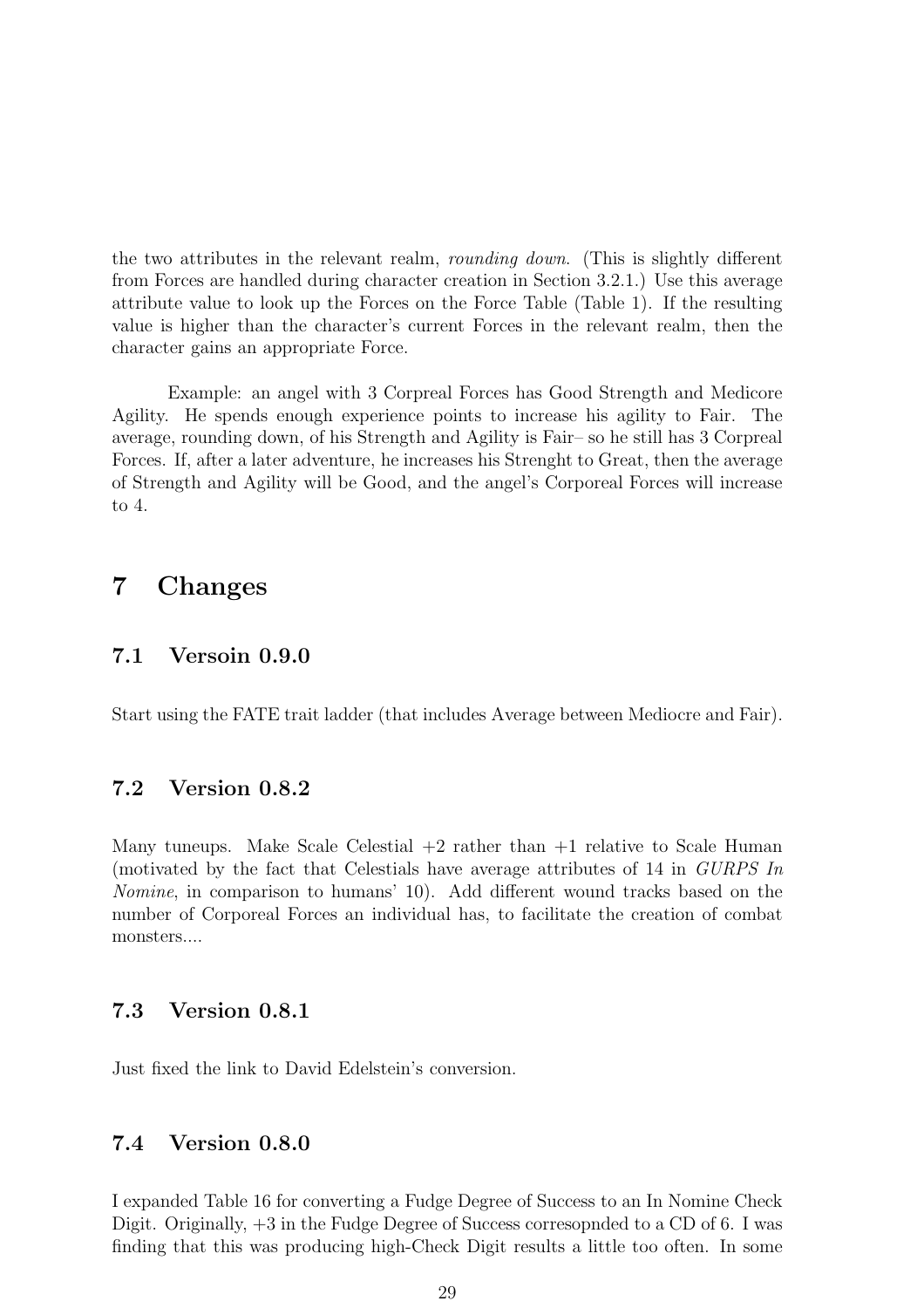the two attributes in the relevant realm, *rounding down*. (This is slightly different from Forces are handled during character creation in Section 3.2.1.) Use this average attribute value to look up the Forces on the Force Table (Table 1). If the resulting value is higher than the character's current Forces in the relevant realm, then the character gains an appropriate Force.

Example: an angel with 3 Corpreal Forces has Good Strength and Medicore Agility. He spends enough experience points to increase his agility to Fair. The average, rounding down, of his Strength and Agility is Fair– so he still has 3 Corpreal Forces. If, after a later adventure, he increases his Strenght to Great, then the average of Strength and Agility will be Good, and the angel's Corporeal Forces will increase to 4.

# 7 Changes

## 7.1 Versoin 0.9.0

Start using the FATE trait ladder (that includes Average between Mediocre and Fair).

## 7.2 Version 0.8.2

Many tuneups. Make Scale Celestial +2 rather than +1 relative to Scale Human (motivated by the fact that Celestials have average attributes of 14 in *GURPS In Nomine*, in comparison to humans' 10). Add different wound tracks based on the number of Corporeal Forces an individual has, to facilitate the creation of combat monsters....

## 7.3 Version 0.8.1

Just fixed the link to David Edelstein's conversion.

## 7.4 Version 0.8.0

I expanded Table 16 for converting a Fudge Degree of Success to an In Nomine Check Digit. Originally, +3 in the Fudge Degree of Success corresopnded to a CD of 6. I was finding that this was producing high-Check Digit results a little too often. In some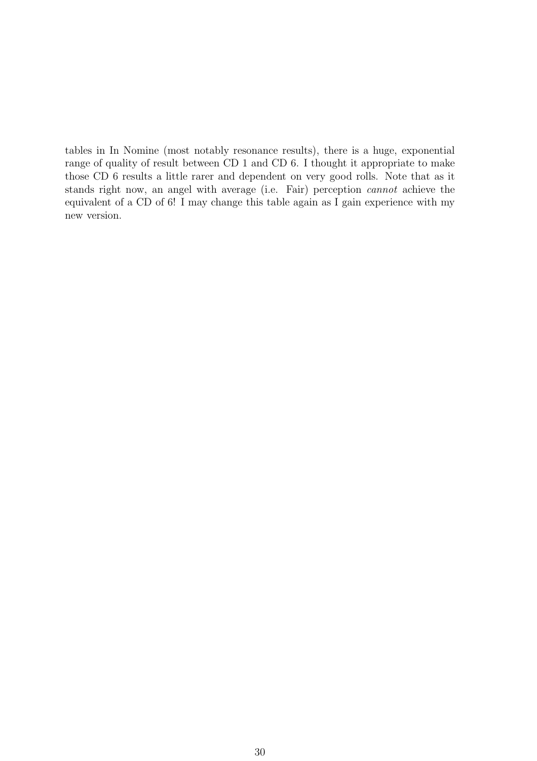tables in In Nomine (most notably resonance results), there is a huge, exponential range of quality of result between CD 1 and CD 6. I thought it appropriate to make those CD 6 results a little rarer and dependent on very good rolls. Note that as it stands right now, an angel with average (i.e. Fair) perception *cannot* achieve the equivalent of a CD of 6! I may change this table again as I gain experience with my new version.